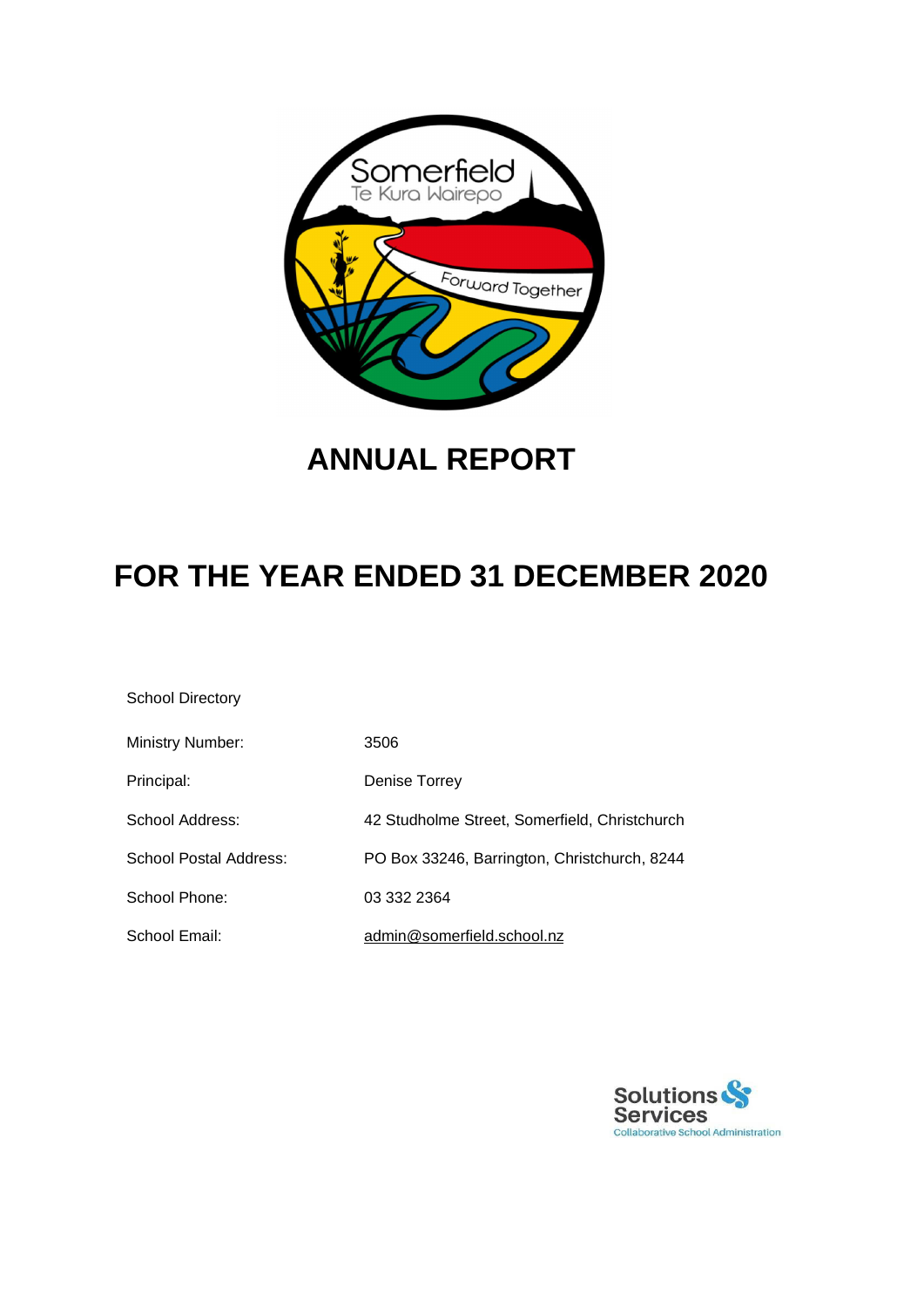# ANNUAL REPORT

# FOR THE YEAR ENDED 31 DECEMBER 2020

School Directory

| | |
|---|---|
| Ministry Number: | 3506 |
| Principal: | Denise Torrey |
| School Address: | 42 Studholme Street, Somerfield, Christchurch |
| School Postal Address: | PO Box 33246, Barrington, Christchurch, 8244 |
| School Phone: | 03 332 2364 |
| School Email: | admin@somerfield.school.nz |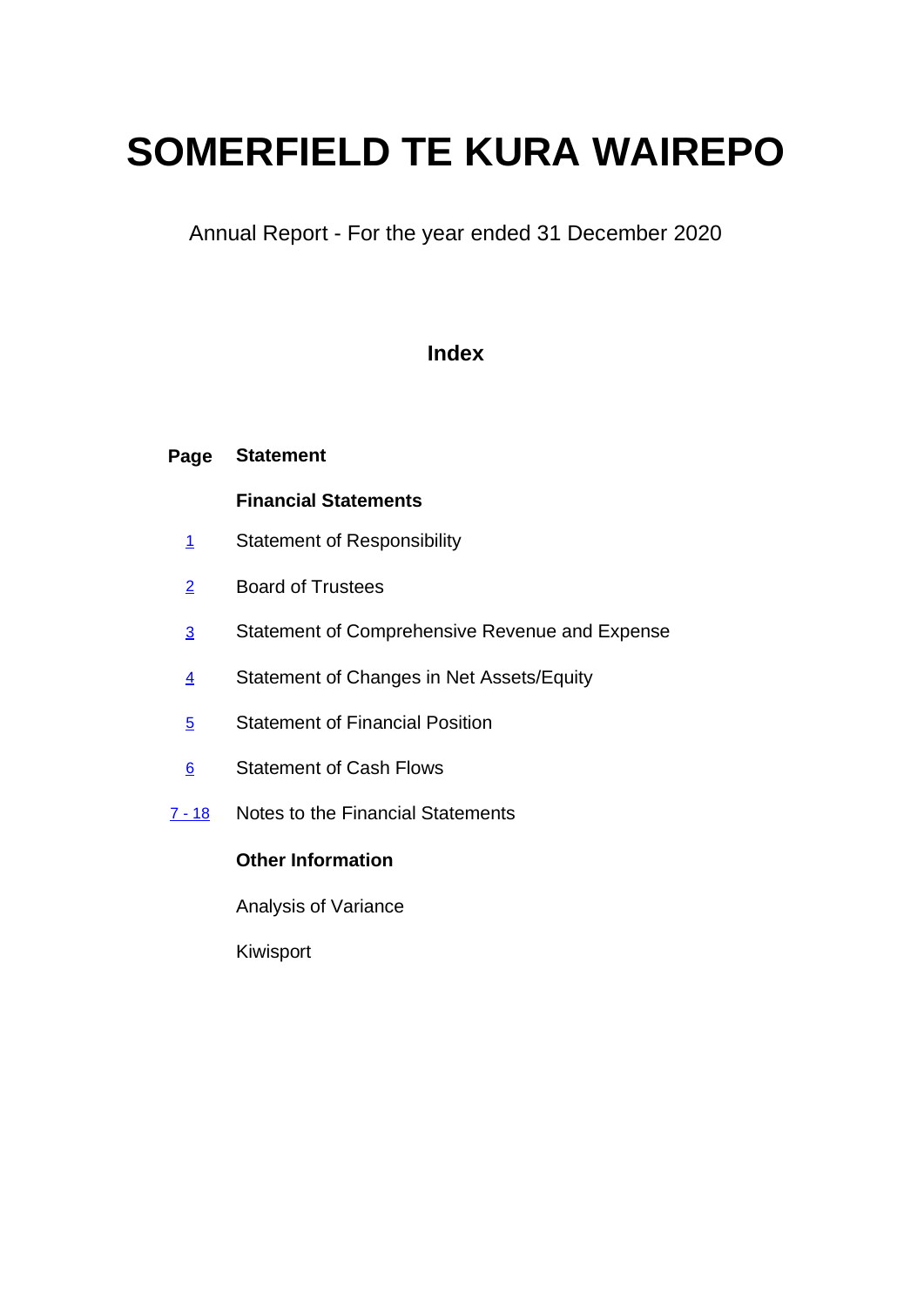# SOMERFIELD TE KURA WAIREPO

Annual Report - For the year ended 31 December 2020

## Index

| Page | Statement |
|---|---|
| | **Financial Statements** |
| 1 | Statement of Responsibility |
| 2 | Board of Trustees |
| 3 | Statement of Comprehensive Revenue and Expense |
| 4 | Statement of Changes in Net Assets/Equity |
| 5 | Statement of Financial Position |
| 6 | Statement of Cash Flows |
| 7 - 18 | Notes to the Financial Statements |
| | **Other Information** |
| | Analysis of Variance |
| | Kiwisport |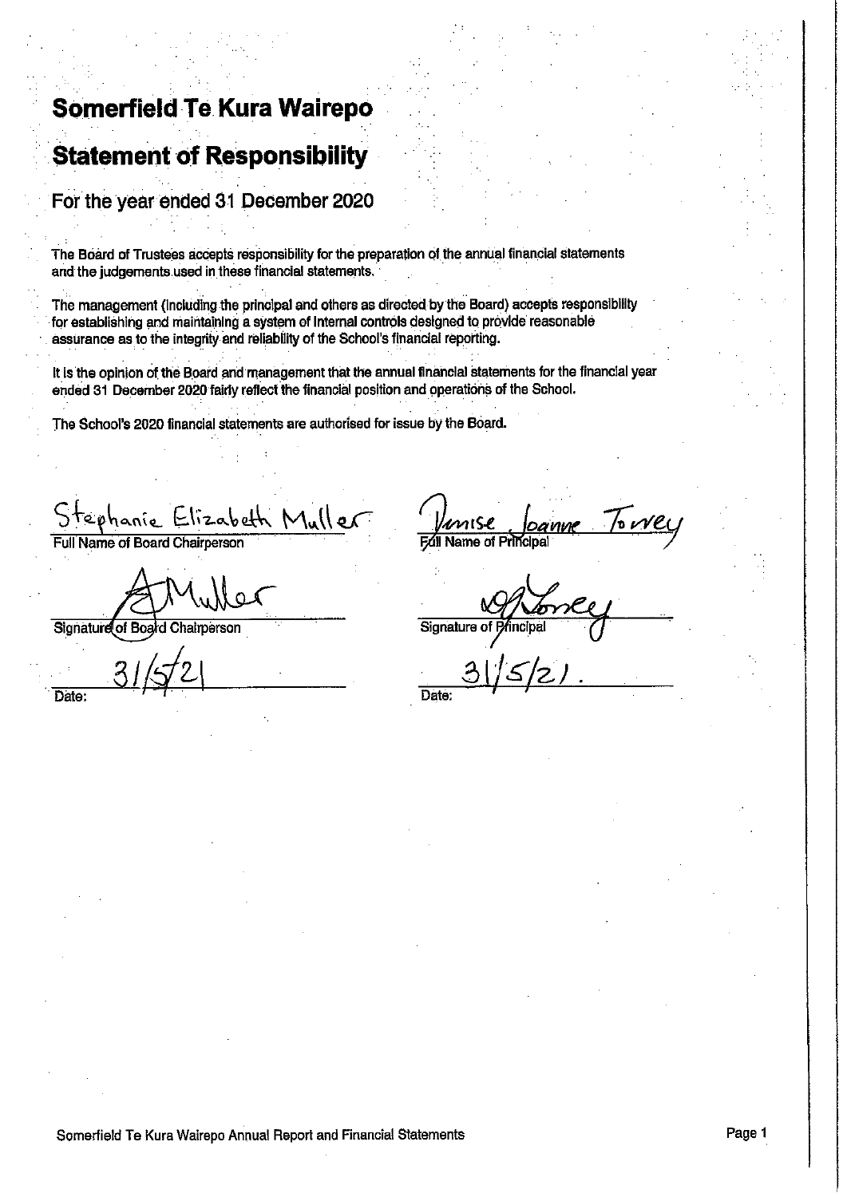# Somerfield Te Kura Wairepo

## Statement of Responsibility

### For the year ended 31 December 2020

The Board of Trustees accepts responsibility for the preparation of the annual financial statements and the judgements used in these financial statements.

The management (including the principal and others as directed by the Board) accepts responsibility for establishing and maintaining a system of internal controls designed to provide reasonable assurance as to the integrity and reliability of the School's financial reporting.

It is the opinion of the Board and management that the annual financial statements for the financial year ended 31 December 2020 fairly reflect the financial position and operations of the School.

The School's 2020 financial statements are authorised for issue by the Board.

| | |
|---|---|
| Stephanie Elizabeth Muller | Denise Joanne Torrey |
| Full Name of Board Chairperson | Full Name of Principal |
| [signature] | [signature] |
| Signature of Board Chairperson | Signature of Principal |
| 31/5/21 | 31/5/21. |
| Date: | Date: |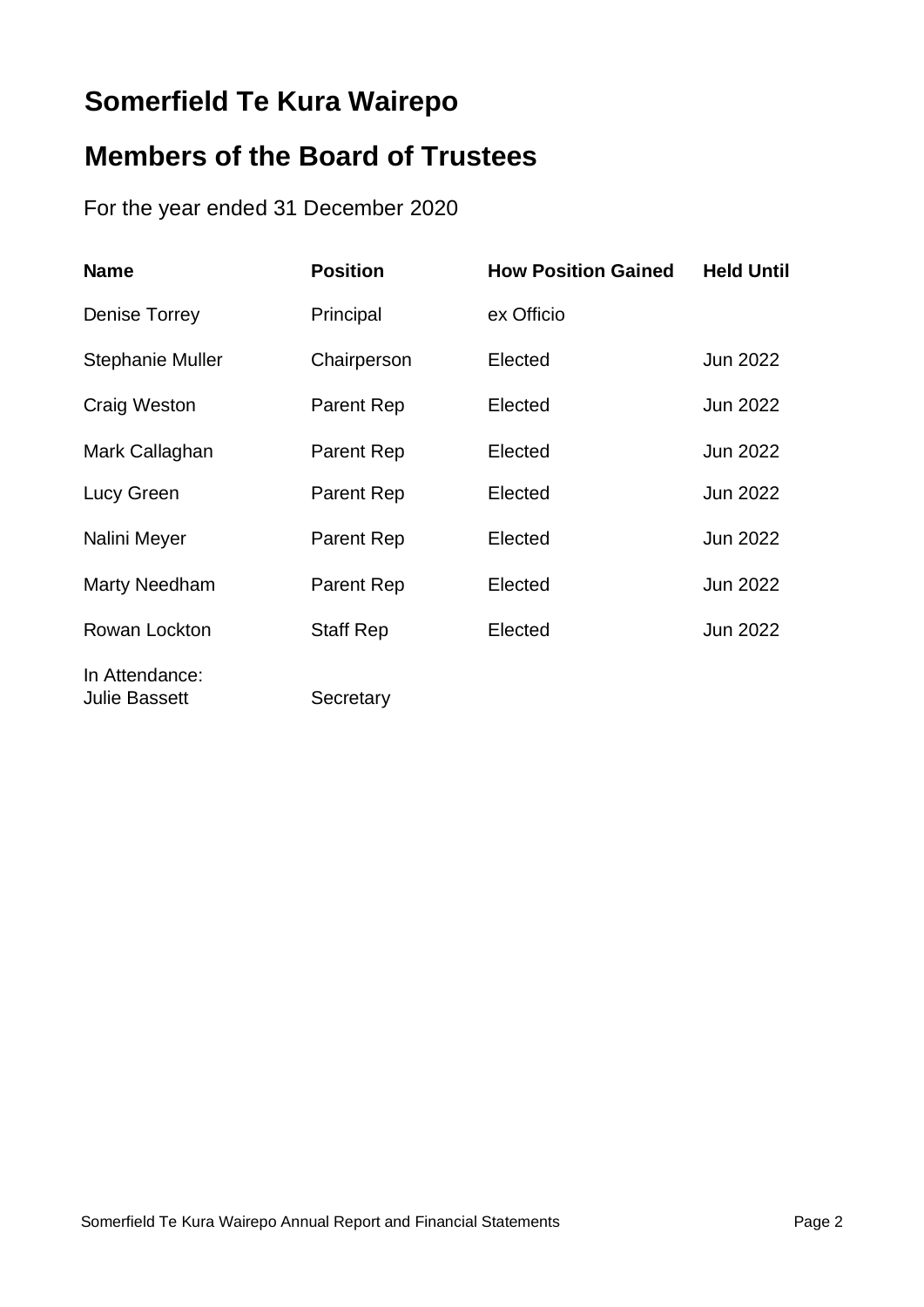# Somerfield Te Kura Wairepo

## Members of the Board of Trustees

For the year ended 31 December 2020

| Name | Position | How Position Gained | Held Until |
| --- | --- | --- | --- |
| Denise Torrey | Principal | ex Officio | |
| Stephanie Muller | Chairperson | Elected | Jun 2022 |
| Craig Weston | Parent Rep | Elected | Jun 2022 |
| Mark Callaghan | Parent Rep | Elected | Jun 2022 |
| Lucy Green | Parent Rep | Elected | Jun 2022 |
| Nalini Meyer | Parent Rep | Elected | Jun 2022 |
| Marty Needham | Parent Rep | Elected | Jun 2022 |
| Rowan Lockton | Staff Rep | Elected | Jun 2022 |
| In Attendance: Julie Bassett | Secretary | | |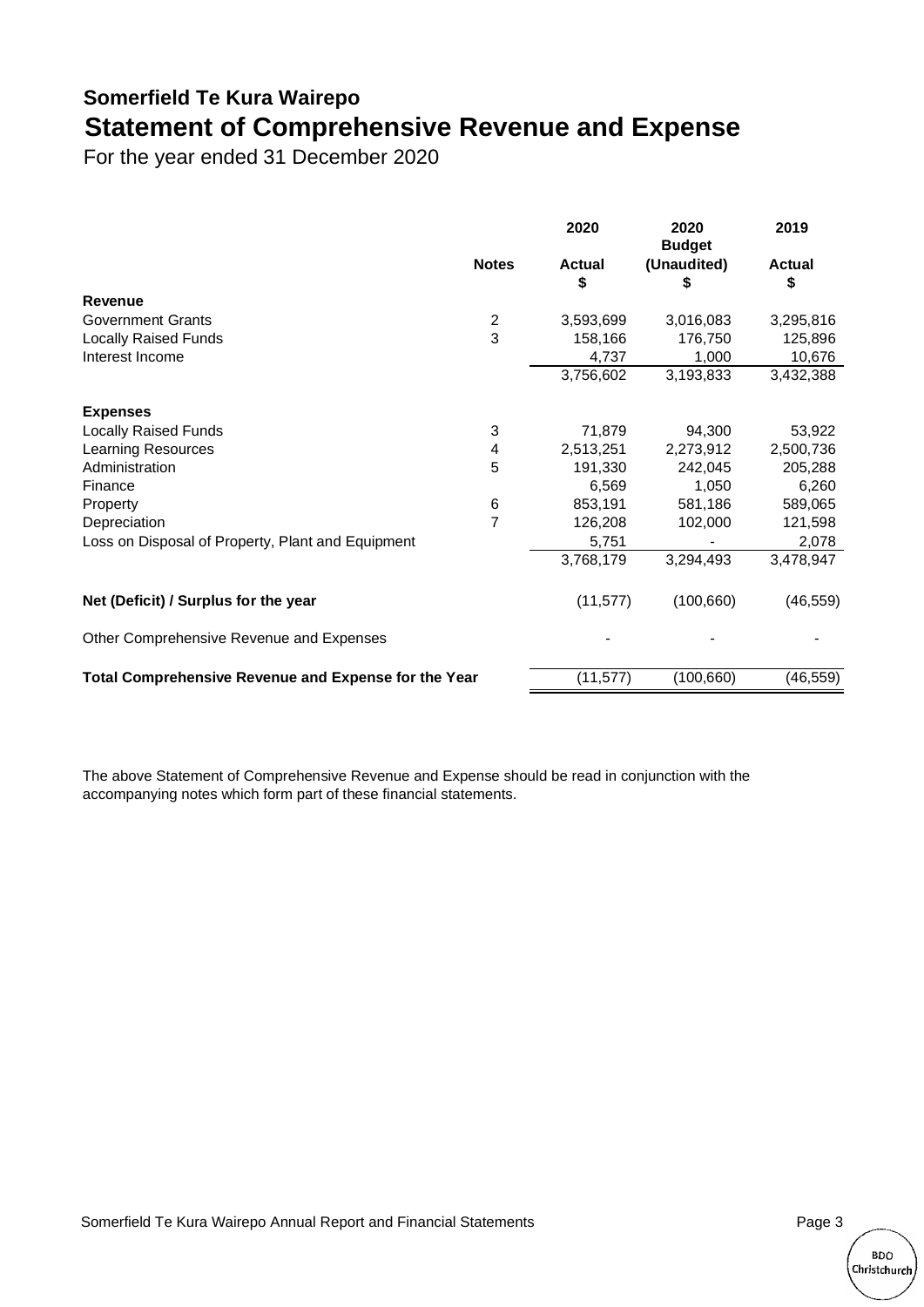# Somerfield Te Kura Wairepo

## Statement of Comprehensive Revenue and Expense

For the year ended 31 December 2020

| | Notes | 2020 Actual $ | 2020 Budget (Unaudited) $ | 2019 Actual $ |
|---|---|---|---|---|
| **Revenue** | | | | |
| Government Grants | 2 | 3,593,699 | 3,016,083 | 3,295,816 |
| Locally Raised Funds | 3 | 158,166 | 176,750 | 125,896 |
| Interest Income | | 4,737 | 1,000 | 10,676 |
| | | 3,756,602 | 3,193,833 | 3,432,388 |
| **Expenses** | | | | |
| Locally Raised Funds | 3 | 71,879 | 94,300 | 53,922 |
| Learning Resources | 4 | 2,513,251 | 2,273,912 | 2,500,736 |
| Administration | 5 | 191,330 | 242,045 | 205,288 |
| Finance | | 6,569 | 1,050 | 6,260 |
| Property | 6 | 853,191 | 581,186 | 589,065 |
| Depreciation | 7 | 126,208 | 102,000 | 121,598 |
| Loss on Disposal of Property, Plant and Equipment | | 5,751 | - | 2,078 |
| | | 3,768,179 | 3,294,493 | 3,478,947 |
| **Net (Deficit) / Surplus for the year** | | (11,577) | (100,660) | (46,559) |
| Other Comprehensive Revenue and Expenses | | - | - | - |
| **Total Comprehensive Revenue and Expense for the Year** | | (11,577) | (100,660) | (46,559) |

The above Statement of Comprehensive Revenue and Expense should be read in conjunction with the accompanying notes which form part of these financial statements.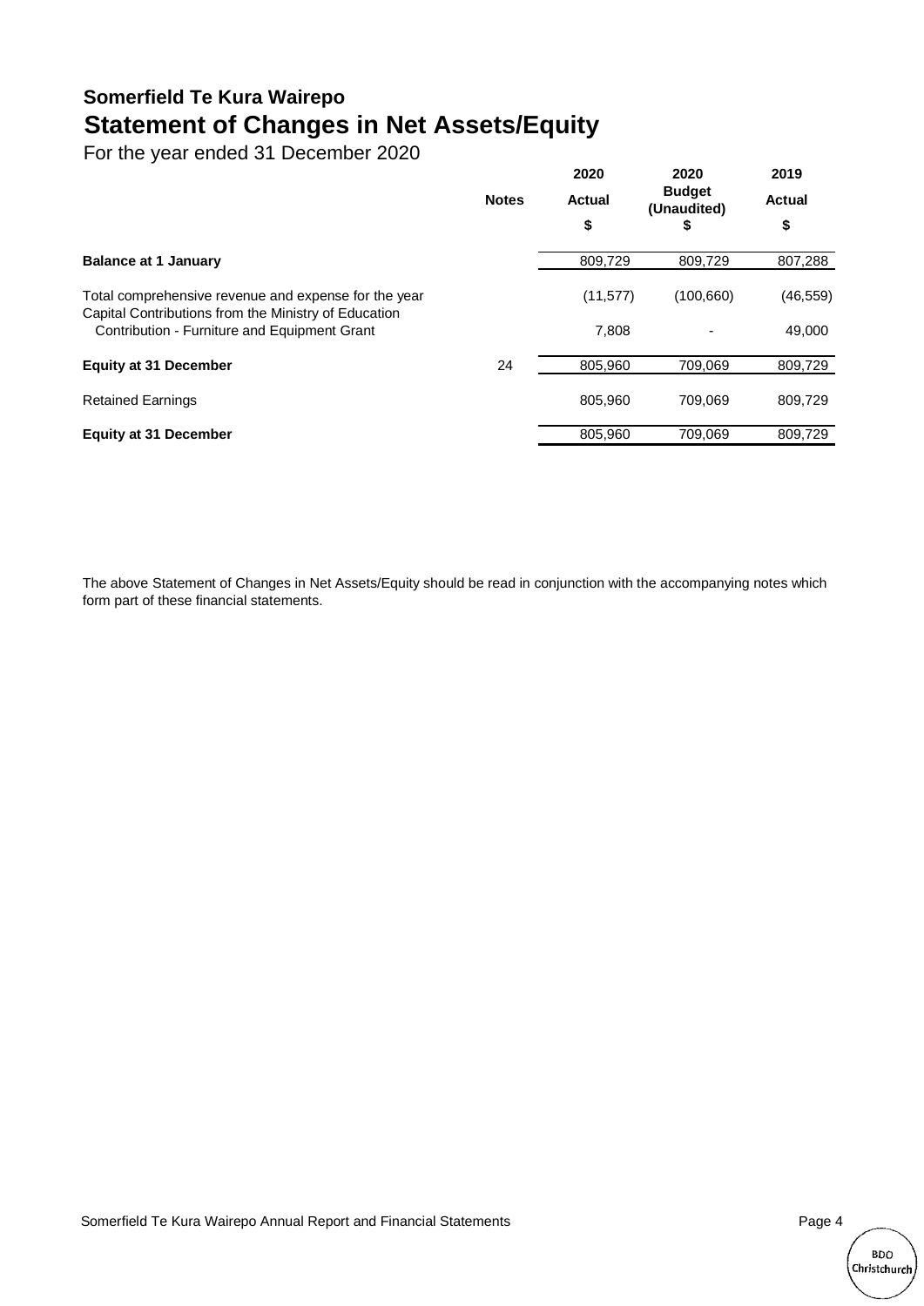## Somerfield Te Kura Wairepo

# Statement of Changes in Net Assets/Equity

For the year ended 31 December 2020

| | Notes | 2020 Actual $ | 2020 Budget (Unaudited) $ | 2019 Actual $ |
|---|---|---|---|---|
| **Balance at 1 January** | | 809,729 | 809,729 | 807,288 |
| Total comprehensive revenue and expense for the year | | (11,577) | (100,660) | (46,559) |
| Capital Contributions from the Ministry of Education | | | | |
| Contribution - Furniture and Equipment Grant | | 7,808 | - | 49,000 |
| **Equity at 31 December** | 24 | 805,960 | 709,069 | 809,729 |
| Retained Earnings | | 805,960 | 709,069 | 809,729 |
| **Equity at 31 December** | | 805,960 | 709,069 | 809,729 |

The above Statement of Changes in Net Assets/Equity should be read in conjunction with the accompanying notes which form part of these financial statements.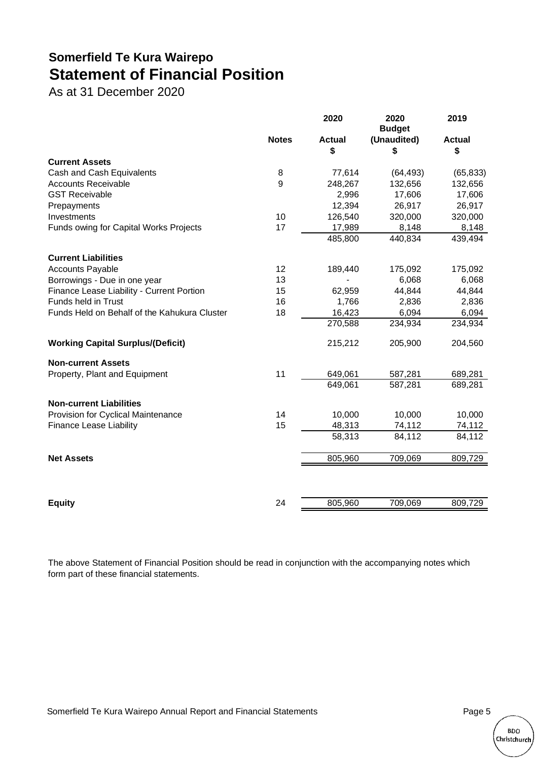# Somerfield Te Kura Wairepo

## Statement of Financial Position

As at 31 December 2020

| | Notes | 2020 Actual $ | 2020 Budget (Unaudited) $ | 2019 Actual $ |
|---|---|---|---|---|
| **Current Assets** | | | | |
| Cash and Cash Equivalents | 8 | 77,614 | (64,493) | (65,833) |
| Accounts Receivable | 9 | 248,267 | 132,656 | 132,656 |
| GST Receivable | | 2,996 | 17,606 | 17,606 |
| Prepayments | | 12,394 | 26,917 | 26,917 |
| Investments | 10 | 126,540 | 320,000 | 320,000 |
| Funds owing for Capital Works Projects | 17 | 17,989 | 8,148 | 8,148 |
| | | 485,800 | 440,834 | 439,494 |
| **Current Liabilities** | | | | |
| Accounts Payable | 12 | 189,440 | 175,092 | 175,092 |
| Borrowings - Due in one year | 13 | - | 6,068 | 6,068 |
| Finance Lease Liability - Current Portion | 15 | 62,959 | 44,844 | 44,844 |
| Funds held in Trust | 16 | 1,766 | 2,836 | 2,836 |
| Funds Held on Behalf of the Kahukura Cluster | 18 | 16,423 | 6,094 | 6,094 |
| | | 270,588 | 234,934 | 234,934 |
| **Working Capital Surplus/(Deficit)** | | 215,212 | 205,900 | 204,560 |
| **Non-current Assets** | | | | |
| Property, Plant and Equipment | 11 | 649,061 | 587,281 | 689,281 |
| | | 649,061 | 587,281 | 689,281 |
| **Non-current Liabilities** | | | | |
| Provision for Cyclical Maintenance | 14 | 10,000 | 10,000 | 10,000 |
| Finance Lease Liability | 15 | 48,313 | 74,112 | 74,112 |
| | | 58,313 | 84,112 | 84,112 |
| **Net Assets** | | 805,960 | 709,069 | 809,729 |
| **Equity** | 24 | 805,960 | 709,069 | 809,729 |

The above Statement of Financial Position should be read in conjunction with the accompanying notes which form part of these financial statements.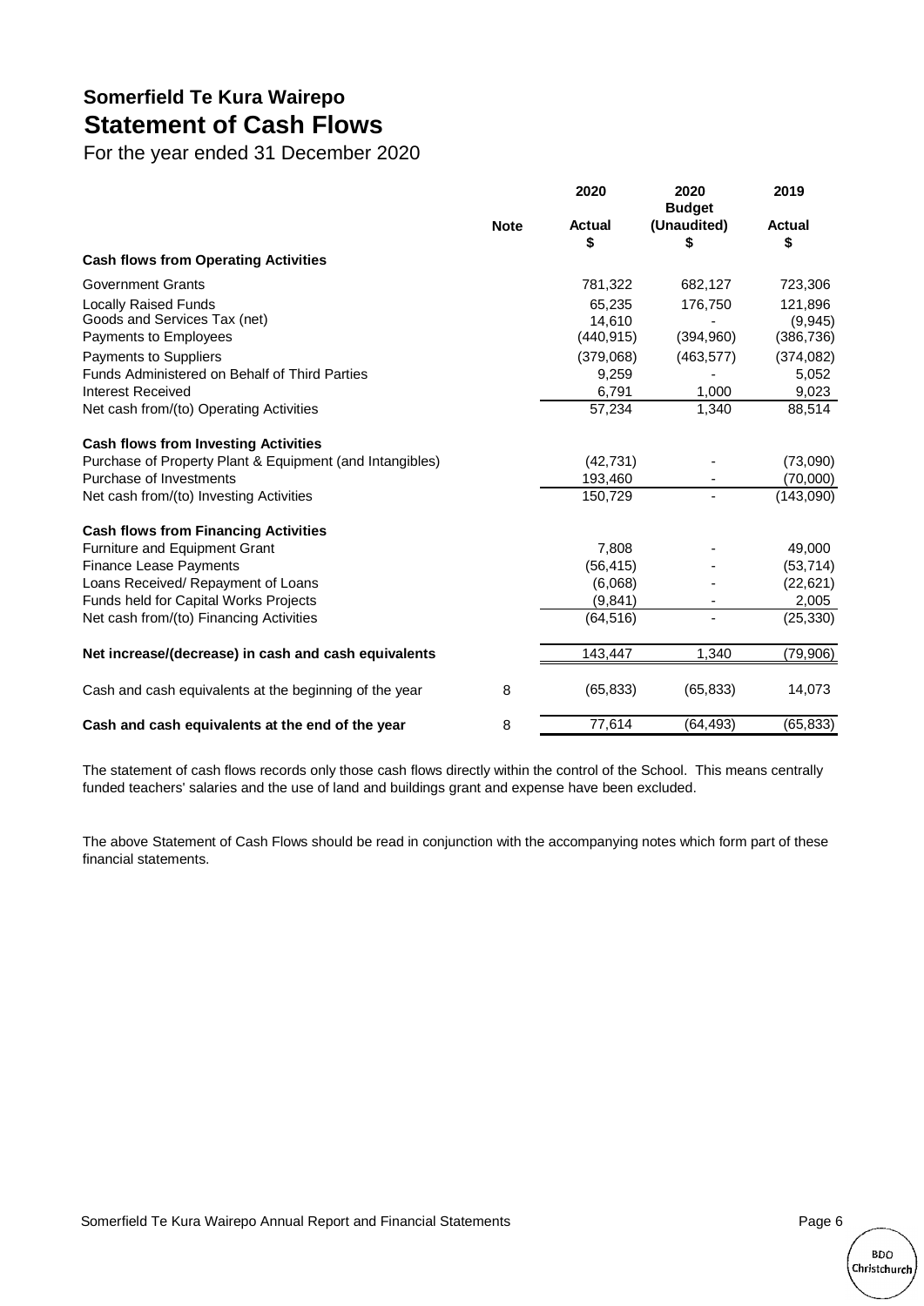## Somerfield Te Kura Wairepo

# Statement of Cash Flows

For the year ended 31 December 2020

| | Note | 2020 Actual $ | 2020 Budget (Unaudited) $ | 2019 Actual $ |
|---|---|---|---|---|
| **Cash flows from Operating Activities** | | | | |
| Government Grants | | 781,322 | 682,127 | 723,306 |
| Locally Raised Funds | | 65,235 | 176,750 | 121,896 |
| Goods and Services Tax (net) | | 14,610 | - | (9,945) |
| Payments to Employees | | (440,915) | (394,960) | (386,736) |
| Payments to Suppliers | | (379,068) | (463,577) | (374,082) |
| Funds Administered on Behalf of Third Parties | | 9,259 | - | 5,052 |
| Interest Received | | 6,791 | 1,000 | 9,023 |
| Net cash from/(to) Operating Activities | | 57,234 | 1,340 | 88,514 |
| **Cash flows from Investing Activities** | | | | |
| Purchase of Property Plant & Equipment (and Intangibles) | | (42,731) | - | (73,090) |
| Purchase of Investments | | 193,460 | - | (70,000) |
| Net cash from/(to) Investing Activities | | 150,729 | - | (143,090) |
| **Cash flows from Financing Activities** | | | | |
| Furniture and Equipment Grant | | 7,808 | - | 49,000 |
| Finance Lease Payments | | (56,415) | - | (53,714) |
| Loans Received/ Repayment of Loans | | (6,068) | - | (22,621) |
| Funds held for Capital Works Projects | | (9,841) | - | 2,005 |
| Net cash from/(to) Financing Activities | | (64,516) | - | (25,330) |
| **Net increase/(decrease) in cash and cash equivalents** | | 143,447 | 1,340 | (79,906) |
| Cash and cash equivalents at the beginning of the year | 8 | (65,833) | (65,833) | 14,073 |
| **Cash and cash equivalents at the end of the year** | 8 | 77,614 | (64,493) | (65,833) |

The statement of cash flows records only those cash flows directly within the control of the School. This means centrally funded teachers' salaries and the use of land and buildings grant and expense have been excluded.

The above Statement of Cash Flows should be read in conjunction with the accompanying notes which form part of these financial statements.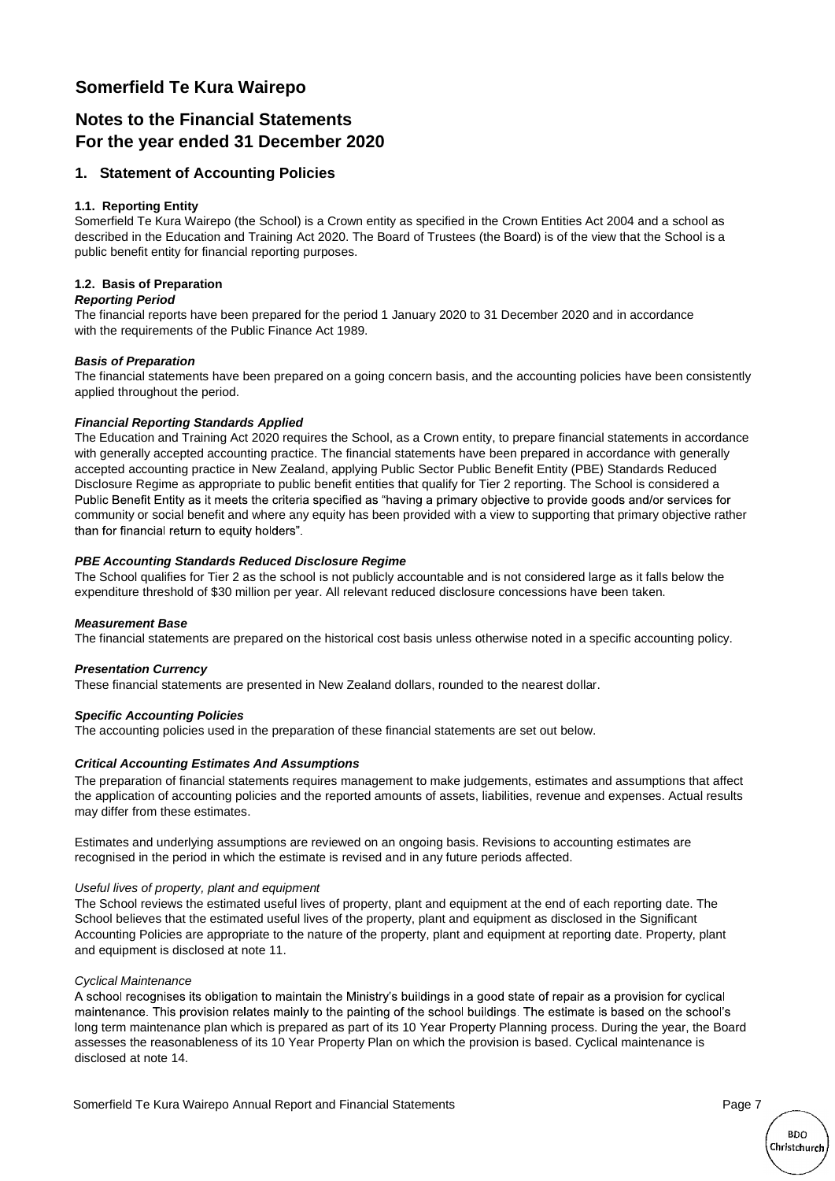# Somerfield Te Kura Wairepo

## Notes to the Financial Statements
## For the year ended 31 December 2020

### 1. Statement of Accounting Policies

#### 1.1. Reporting Entity

Somerfield Te Kura Wairepo (the School) is a Crown entity as specified in the Crown Entities Act 2004 and a school as described in the Education and Training Act 2020. The Board of Trustees (the Board) is of the view that the School is a public benefit entity for financial reporting purposes.

#### 1.2. Basis of Preparation

***Reporting Period***

The financial reports have been prepared for the period 1 January 2020 to 31 December 2020 and in accordance with the requirements of the Public Finance Act 1989.

***Basis of Preparation***

The financial statements have been prepared on a going concern basis, and the accounting policies have been consistently applied throughout the period.

***Financial Reporting Standards Applied***

The Education and Training Act 2020 requires the School, as a Crown entity, to prepare financial statements in accordance with generally accepted accounting practice. The financial statements have been prepared in accordance with generally accepted accounting practice in New Zealand, applying Public Sector Public Benefit Entity (PBE) Standards Reduced Disclosure Regime as appropriate to public benefit entities that qualify for Tier 2 reporting. The School is considered a Public Benefit Entity as it meets the criteria specified as "having a primary objective to provide goods and/or services for community or social benefit and where any equity has been provided with a view to supporting that primary objective rather than for financial return to equity holders".

***PBE Accounting Standards Reduced Disclosure Regime***

The School qualifies for Tier 2 as the school is not publicly accountable and is not considered large as it falls below the expenditure threshold of $30 million per year. All relevant reduced disclosure concessions have been taken.

***Measurement Base***

The financial statements are prepared on the historical cost basis unless otherwise noted in a specific accounting policy.

***Presentation Currency***

These financial statements are presented in New Zealand dollars, rounded to the nearest dollar.

***Specific Accounting Policies***

The accounting policies used in the preparation of these financial statements are set out below.

***Critical Accounting Estimates And Assumptions***

The preparation of financial statements requires management to make judgements, estimates and assumptions that affect the application of accounting policies and the reported amounts of assets, liabilities, revenue and expenses. Actual results may differ from these estimates.

Estimates and underlying assumptions are reviewed on an ongoing basis. Revisions to accounting estimates are recognised in the period in which the estimate is revised and in any future periods affected.

*Useful lives of property, plant and equipment*

The School reviews the estimated useful lives of property, plant and equipment at the end of each reporting date. The School believes that the estimated useful lives of the property, plant and equipment as disclosed in the Significant Accounting Policies are appropriate to the nature of the property, plant and equipment at reporting date. Property, plant and equipment is disclosed at note 11.

*Cyclical Maintenance*

A school recognises its obligation to maintain the Ministry's buildings in a good state of repair as a provision for cyclical maintenance. This provision relates mainly to the painting of the school buildings. The estimate is based on the school's long term maintenance plan which is prepared as part of its 10 Year Property Planning process. During the year, the Board assesses the reasonableness of its 10 Year Property Plan on which the provision is based. Cyclical maintenance is disclosed at note 14.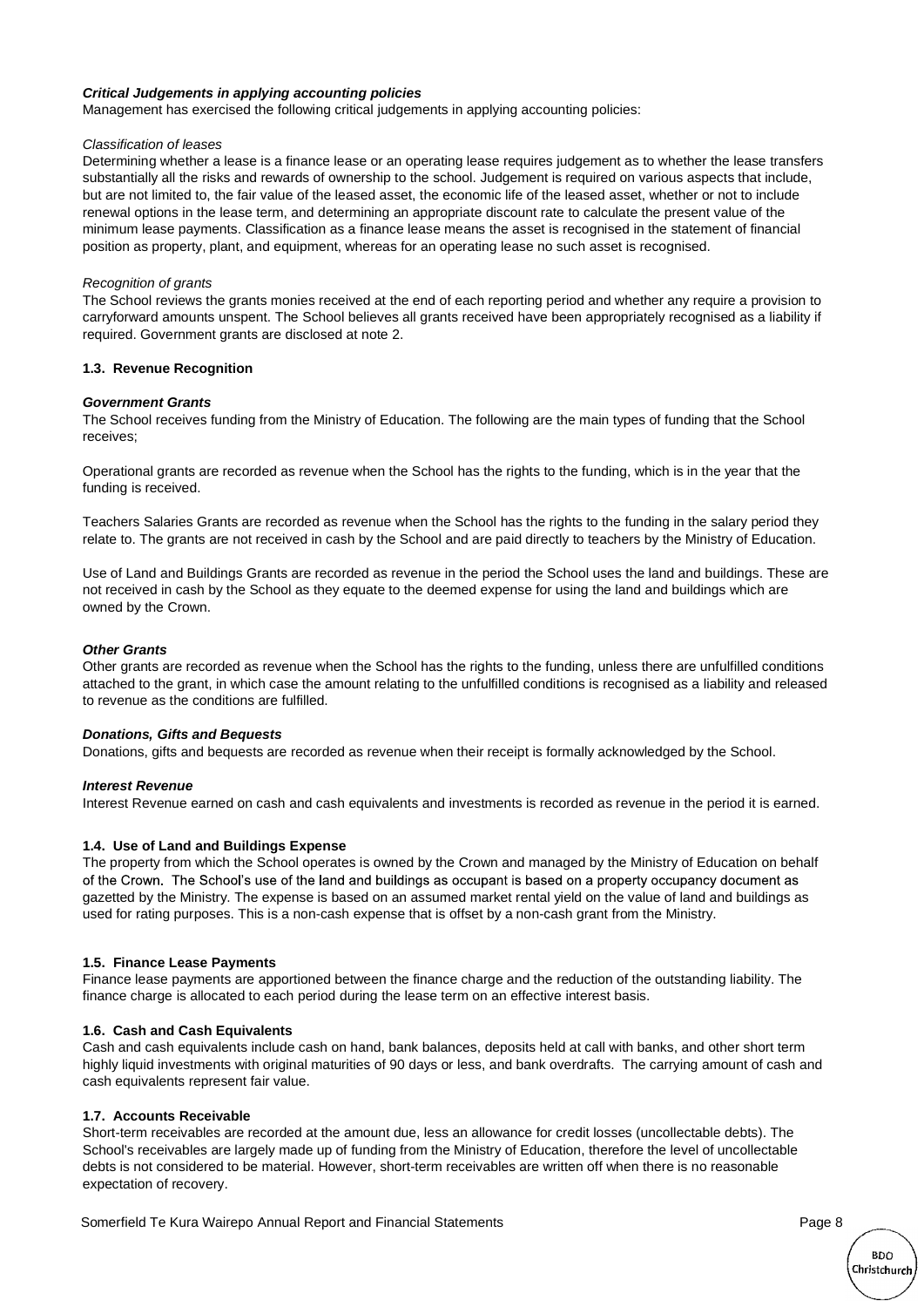***Critical Judgements in applying accounting policies***

Management has exercised the following critical judgements in applying accounting policies:

*Classification of leases*

Determining whether a lease is a finance lease or an operating lease requires judgement as to whether the lease transfers substantially all the risks and rewards of ownership to the school. Judgement is required on various aspects that include, but are not limited to, the fair value of the leased asset, the economic life of the leased asset, whether or not to include renewal options in the lease term, and determining an appropriate discount rate to calculate the present value of the minimum lease payments. Classification as a finance lease means the asset is recognised in the statement of financial position as property, plant, and equipment, whereas for an operating lease no such asset is recognised.

*Recognition of grants*

The School reviews the grants monies received at the end of each reporting period and whether any require a provision to carryforward amounts unspent. The School believes all grants received have been appropriately recognised as a liability if required. Government grants are disclosed at note 2.

**1.3. Revenue Recognition**

***Government Grants***

The School receives funding from the Ministry of Education. The following are the main types of funding that the School receives;

Operational grants are recorded as revenue when the School has the rights to the funding, which is in the year that the funding is received.

Teachers Salaries Grants are recorded as revenue when the School has the rights to the funding in the salary period they relate to. The grants are not received in cash by the School and are paid directly to teachers by the Ministry of Education.

Use of Land and Buildings Grants are recorded as revenue in the period the School uses the land and buildings. These are not received in cash by the School as they equate to the deemed expense for using the land and buildings which are owned by the Crown.

***Other Grants***

Other grants are recorded as revenue when the School has the rights to the funding, unless there are unfulfilled conditions attached to the grant, in which case the amount relating to the unfulfilled conditions is recognised as a liability and released to revenue as the conditions are fulfilled.

***Donations, Gifts and Bequests***

Donations, gifts and bequests are recorded as revenue when their receipt is formally acknowledged by the School.

***Interest Revenue***

Interest Revenue earned on cash and cash equivalents and investments is recorded as revenue in the period it is earned.

**1.4. Use of Land and Buildings Expense**

The property from which the School operates is owned by the Crown and managed by the Ministry of Education on behalf of the Crown. The School's use of the land and buildings as occupant is based on a property occupancy document as gazetted by the Ministry. The expense is based on an assumed market rental yield on the value of land and buildings as used for rating purposes. This is a non-cash expense that is offset by a non-cash grant from the Ministry.

**1.5. Finance Lease Payments**

Finance lease payments are apportioned between the finance charge and the reduction of the outstanding liability. The finance charge is allocated to each period during the lease term on an effective interest basis.

**1.6. Cash and Cash Equivalents**

Cash and cash equivalents include cash on hand, bank balances, deposits held at call with banks, and other short term highly liquid investments with original maturities of 90 days or less, and bank overdrafts. The carrying amount of cash and cash equivalents represent fair value.

**1.7. Accounts Receivable**

Short-term receivables are recorded at the amount due, less an allowance for credit losses (uncollectable debts). The School's receivables are largely made up of funding from the Ministry of Education, therefore the level of uncollectable debts is not considered to be material. However, short-term receivables are written off when there is no reasonable expectation of recovery.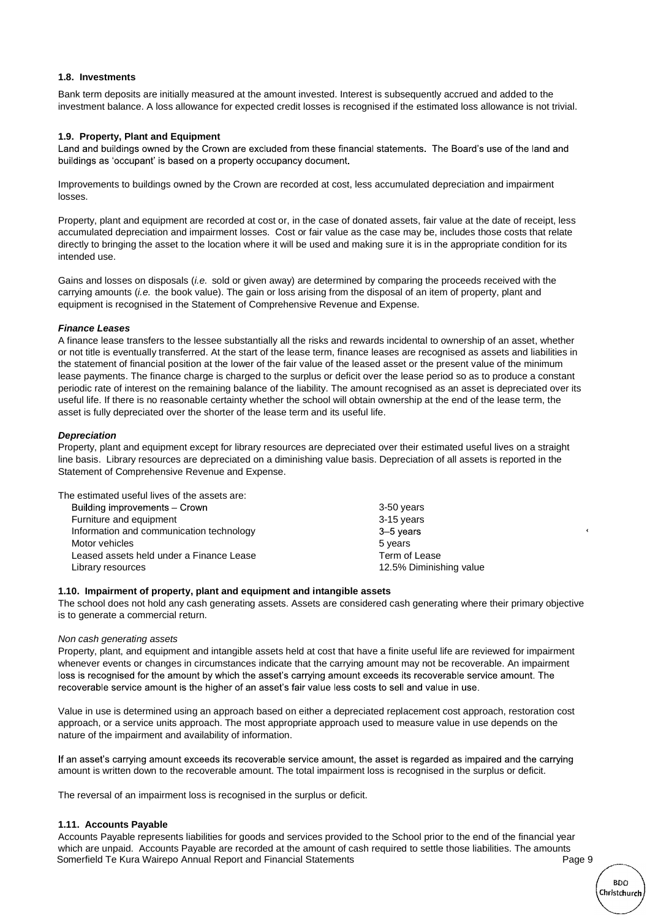### 1.8. Investments

Bank term deposits are initially measured at the amount invested. Interest is subsequently accrued and added to the investment balance. A loss allowance for expected credit losses is recognised if the estimated loss allowance is not trivial.

### 1.9. Property, Plant and Equipment

Land and buildings owned by the Crown are excluded from these financial statements. The Board's use of the land and buildings as 'occupant' is based on a property occupancy document.

Improvements to buildings owned by the Crown are recorded at cost, less accumulated depreciation and impairment losses.

Property, plant and equipment are recorded at cost or, in the case of donated assets, fair value at the date of receipt, less accumulated depreciation and impairment losses. Cost or fair value as the case may be, includes those costs that relate directly to bringing the asset to the location where it will be used and making sure it is in the appropriate condition for its intended use.

Gains and losses on disposals (*i.e.* sold or given away) are determined by comparing the proceeds received with the carrying amounts (*i.e.* the book value). The gain or loss arising from the disposal of an item of property, plant and equipment is recognised in the Statement of Comprehensive Revenue and Expense.

***Finance Leases***

A finance lease transfers to the lessee substantially all the risks and rewards incidental to ownership of an asset, whether or not title is eventually transferred. At the start of the lease term, finance leases are recognised as assets and liabilities in the statement of financial position at the lower of the fair value of the leased asset or the present value of the minimum lease payments. The finance charge is charged to the surplus or deficit over the lease period so as to produce a constant periodic rate of interest on the remaining balance of the liability. The amount recognised as an asset is depreciated over its useful life. If there is no reasonable certainty whether the school will obtain ownership at the end of the lease term, the asset is fully depreciated over the shorter of the lease term and its useful life.

***Depreciation***

Property, plant and equipment except for library resources are depreciated over their estimated useful lives on a straight line basis. Library resources are depreciated on a diminishing value basis. Depreciation of all assets is reported in the Statement of Comprehensive Revenue and Expense.

The estimated useful lives of the assets are:

| Asset | Useful life |
|---|---|
| Building improvements – Crown | 3-50 years |
| Furniture and equipment | 3-15 years |
| Information and communication technology | 3–5 years |
| Motor vehicles | 5 years |
| Leased assets held under a Finance Lease | Term of Lease |
| Library resources | 12.5% Diminishing value |

### 1.10. Impairment of property, plant and equipment and intangible assets

The school does not hold any cash generating assets. Assets are considered cash generating where their primary objective is to generate a commercial return.

*Non cash generating assets*

Property, plant, and equipment and intangible assets held at cost that have a finite useful life are reviewed for impairment whenever events or changes in circumstances indicate that the carrying amount may not be recoverable. An impairment loss is recognised for the amount by which the asset's carrying amount exceeds its recoverable service amount. The recoverable service amount is the higher of an asset's fair value less costs to sell and value in use.

Value in use is determined using an approach based on either a depreciated replacement cost approach, restoration cost approach, or a service units approach. The most appropriate approach used to measure value in use depends on the nature of the impairment and availability of information.

If an asset's carrying amount exceeds its recoverable service amount, the asset is regarded as impaired and the carrying amount is written down to the recoverable amount. The total impairment loss is recognised in the surplus or deficit.

The reversal of an impairment loss is recognised in the surplus or deficit.

### 1.11. Accounts Payable

Accounts Payable represents liabilities for goods and services provided to the School prior to the end of the financial year which are unpaid. Accounts Payable are recorded at the amount of cash required to settle those liabilities. The amounts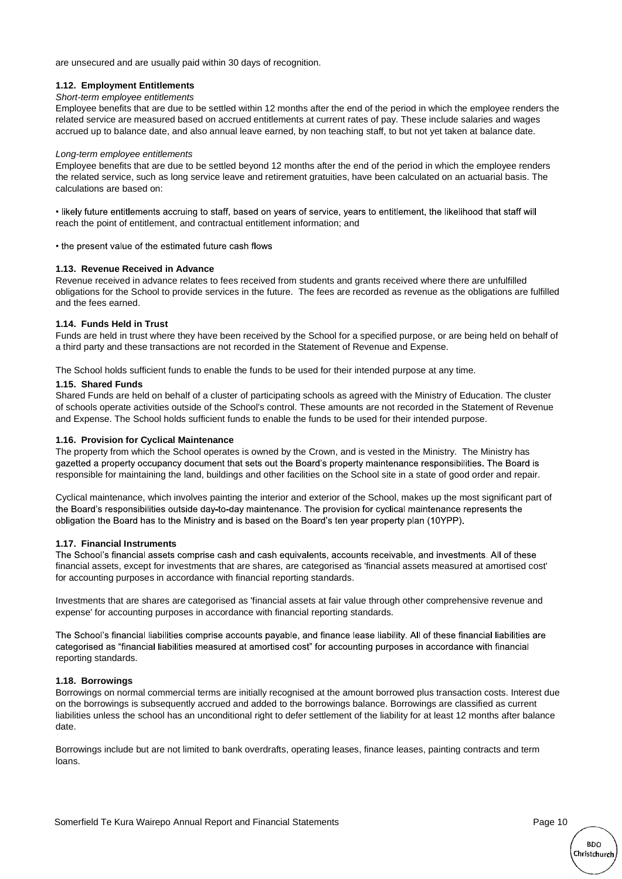are unsecured and are usually paid within 30 days of recognition.

#### 1.12. Employment Entitlements

*Short-term employee entitlements*

Employee benefits that are due to be settled within 12 months after the end of the period in which the employee renders the related service are measured based on accrued entitlements at current rates of pay. These include salaries and wages accrued up to balance date, and also annual leave earned, by non teaching staff, to but not yet taken at balance date.

*Long-term employee entitlements*

Employee benefits that are due to be settled beyond 12 months after the end of the period in which the employee renders the related service, such as long service leave and retirement gratuities, have been calculated on an actuarial basis. The calculations are based on:

- likely future entitlements accruing to staff, based on years of service, years to entitlement, the likelihood that staff will reach the point of entitlement, and contractual entitlement information; and

- the present value of the estimated future cash flows

#### 1.13. Revenue Received in Advance

Revenue received in advance relates to fees received from students and grants received where there are unfulfilled obligations for the School to provide services in the future. The fees are recorded as revenue as the obligations are fulfilled and the fees earned.

#### 1.14. Funds Held in Trust

Funds are held in trust where they have been received by the School for a specified purpose, or are being held on behalf of a third party and these transactions are not recorded in the Statement of Revenue and Expense.

The School holds sufficient funds to enable the funds to be used for their intended purpose at any time.

#### 1.15. Shared Funds

Shared Funds are held on behalf of a cluster of participating schools as agreed with the Ministry of Education. The cluster of schools operate activities outside of the School's control. These amounts are not recorded in the Statement of Revenue and Expense. The School holds sufficient funds to enable the funds to be used for their intended purpose.

#### 1.16. Provision for Cyclical Maintenance

The property from which the School operates is owned by the Crown, and is vested in the Ministry. The Ministry has gazetted a property occupancy document that sets out the Board's property maintenance responsibilities. The Board is responsible for maintaining the land, buildings and other facilities on the School site in a state of good order and repair.

Cyclical maintenance, which involves painting the interior and exterior of the School, makes up the most significant part of the Board's responsibilities outside day-to-day maintenance. The provision for cyclical maintenance represents the obligation the Board has to the Ministry and is based on the Board's ten year property plan (10YPP).

#### 1.17. Financial Instruments

The School's financial assets comprise cash and cash equivalents, accounts receivable, and investments. All of these financial assets, except for investments that are shares, are categorised as 'financial assets measured at amortised cost' for accounting purposes in accordance with financial reporting standards.

Investments that are shares are categorised as 'financial assets at fair value through other comprehensive revenue and expense' for accounting purposes in accordance with financial reporting standards.

The School's financial liabilities comprise accounts payable, and finance lease liability. All of these financial liabilities are categorised as "financial liabilities measured at amortised cost" for accounting purposes in accordance with financial reporting standards.

#### 1.18. Borrowings

Borrowings on normal commercial terms are initially recognised at the amount borrowed plus transaction costs. Interest due on the borrowings is subsequently accrued and added to the borrowings balance. Borrowings are classified as current liabilities unless the school has an unconditional right to defer settlement of the liability for at least 12 months after balance date.

Borrowings include but are not limited to bank overdrafts, operating leases, finance leases, painting contracts and term loans.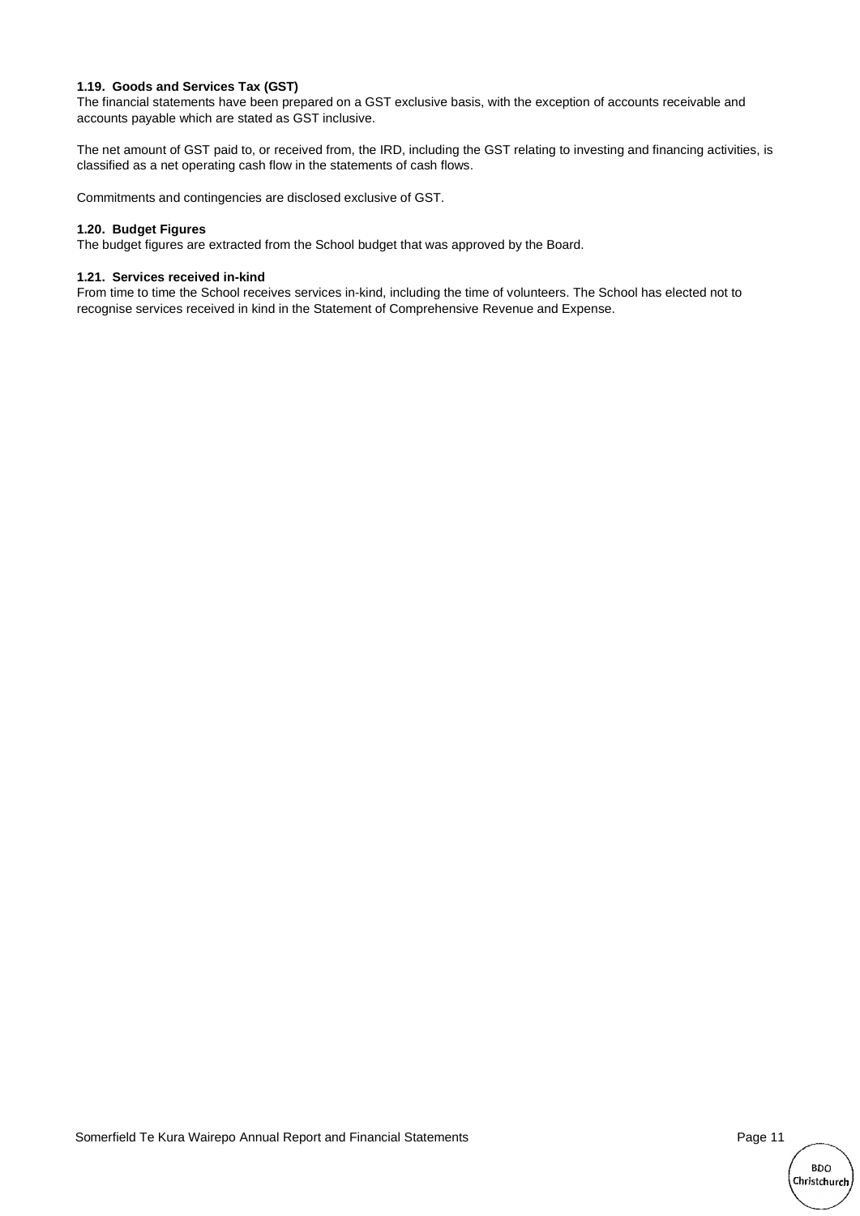**1.19. Goods and Services Tax (GST)**

The financial statements have been prepared on a GST exclusive basis, with the exception of accounts receivable and accounts payable which are stated as GST inclusive.

The net amount of GST paid to, or received from, the IRD, including the GST relating to investing and financing activities, is classified as a net operating cash flow in the statements of cash flows.

Commitments and contingencies are disclosed exclusive of GST.

**1.20. Budget Figures**

The budget figures are extracted from the School budget that was approved by the Board.

**1.21. Services received in-kind**

From time to time the School receives services in-kind, including the time of volunteers. The School has elected not to recognise services received in kind in the Statement of Comprehensive Revenue and Expense.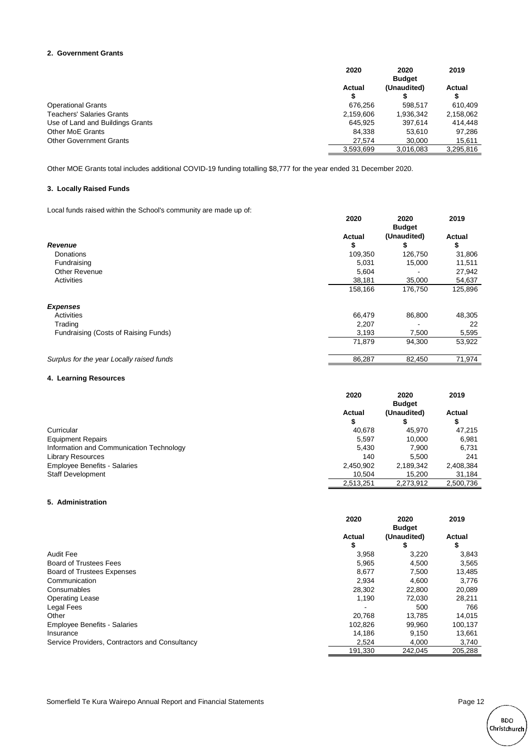### 2. Government Grants

| | 2020 Actual $ | 2020 Budget (Unaudited) $ | 2019 Actual $ |
|---|---|---|---|
| Operational Grants | 676,256 | 598,517 | 610,409 |
| Teachers' Salaries Grants | 2,159,606 | 1,936,342 | 2,158,062 |
| Use of Land and Buildings Grants | 645,925 | 397,614 | 414,448 |
| Other MoE Grants | 84,338 | 53,610 | 97,286 |
| Other Government Grants | 27,574 | 30,000 | 15,611 |
| | 3,593,699 | 3,016,083 | 3,295,816 |

Other MOE Grants total includes additional COVID-19 funding totalling $8,777 for the year ended 31 December 2020.

### 3. Locally Raised Funds

Local funds raised within the School's community are made up of:

| | 2020 Actual $ | 2020 Budget (Unaudited) $ | 2019 Actual $ |
|---|---|---|---|
| ***Revenue*** | | | |
| Donations | 109,350 | 126,750 | 31,806 |
| Fundraising | 5,031 | 15,000 | 11,511 |
| Other Revenue | 5,604 | - | 27,942 |
| Activities | 38,181 | 35,000 | 54,637 |
| | 158,166 | 176,750 | 125,896 |
| ***Expenses*** | | | |
| Activities | 66,479 | 86,800 | 48,305 |
| Trading | 2,207 | - | 22 |
| Fundraising (Costs of Raising Funds) | 3,193 | 7,500 | 5,595 |
| | 71,879 | 94,300 | 53,922 |
| *Surplus for the year Locally raised funds* | 86,287 | 82,450 | 71,974 |

### 4. Learning Resources

| | 2020 Actual $ | 2020 Budget (Unaudited) $ | 2019 Actual $ |
|---|---|---|---|
| Curricular | 40,678 | 45,970 | 47,215 |
| Equipment Repairs | 5,597 | 10,000 | 6,981 |
| Information and Communication Technology | 5,430 | 7,900 | 6,731 |
| Library Resources | 140 | 5,500 | 241 |
| Employee Benefits - Salaries | 2,450,902 | 2,189,342 | 2,408,384 |
| Staff Development | 10,504 | 15,200 | 31,184 |
| | 2,513,251 | 2,273,912 | 2,500,736 |

### 5. Administration

| | 2020 Actual $ | 2020 Budget (Unaudited) $ | 2019 Actual $ |
|---|---|---|---|
| Audit Fee | 3,958 | 3,220 | 3,843 |
| Board of Trustees Fees | 5,965 | 4,500 | 3,565 |
| Board of Trustees Expenses | 8,677 | 7,500 | 13,485 |
| Communication | 2,934 | 4,600 | 3,776 |
| Consumables | 28,302 | 22,800 | 20,089 |
| Operating Lease | 1,190 | 72,030 | 28,211 |
| Legal Fees | - | 500 | 766 |
| Other | 20,768 | 13,785 | 14,015 |
| Employee Benefits - Salaries | 102,826 | 99,960 | 100,137 |
| Insurance | 14,186 | 9,150 | 13,661 |
| Service Providers, Contractors and Consultancy | 2,524 | 4,000 | 3,740 |
| | 191,330 | 242,045 | 205,288 |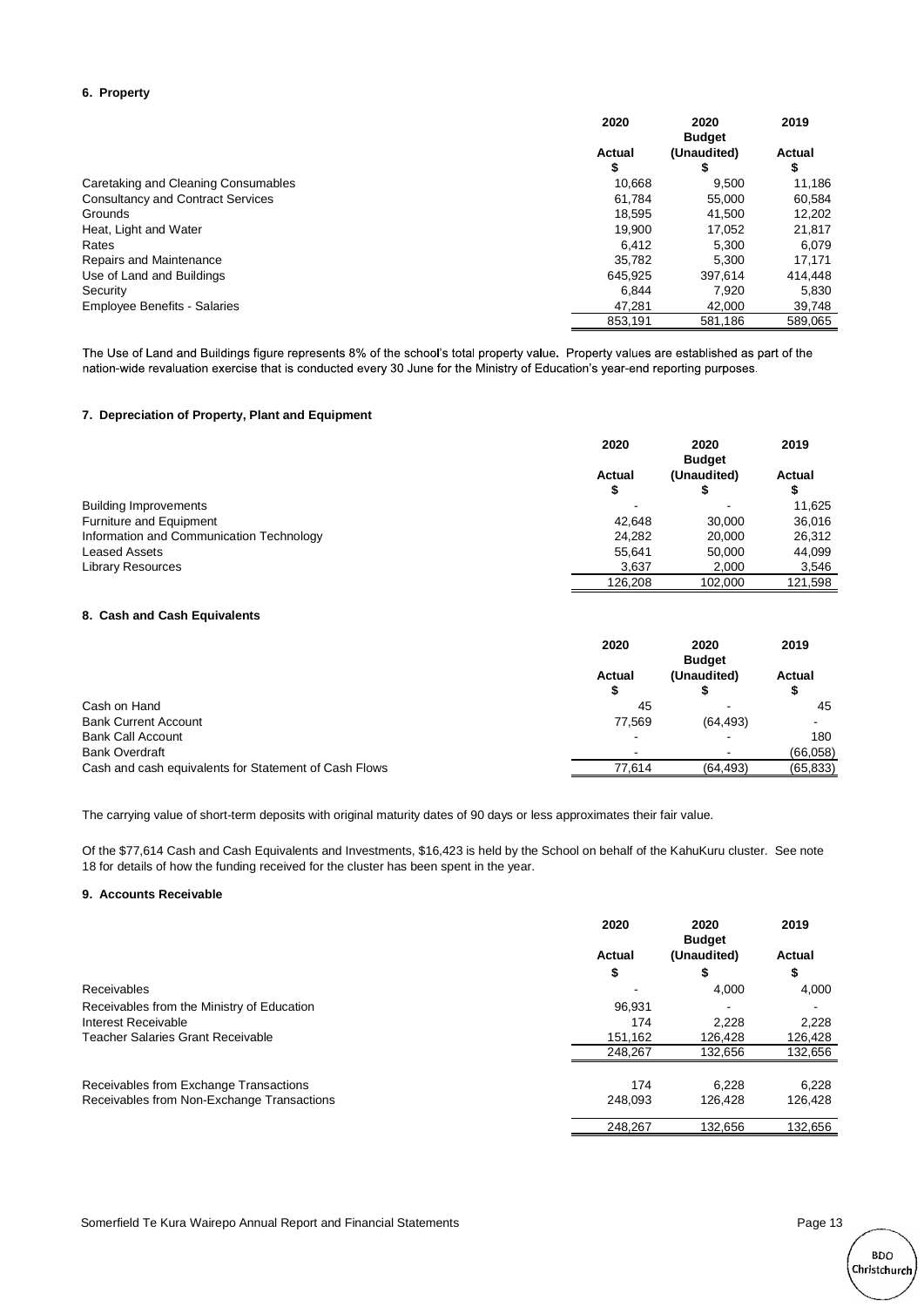### 6. Property

| | 2020 | 2020 Budget | 2019 |
|---|---|---|---|
| | Actual | (Unaudited) | Actual |
| | $ | $ | $ |
| Caretaking and Cleaning Consumables | 10,668 | 9,500 | 11,186 |
| Consultancy and Contract Services | 61,784 | 55,000 | 60,584 |
| Grounds | 18,595 | 41,500 | 12,202 |
| Heat, Light and Water | 19,900 | 17,052 | 21,817 |
| Rates | 6,412 | 5,300 | 6,079 |
| Repairs and Maintenance | 35,782 | 5,300 | 17,171 |
| Use of Land and Buildings | 645,925 | 397,614 | 414,448 |
| Security | 6,844 | 7,920 | 5,830 |
| Employee Benefits - Salaries | 47,281 | 42,000 | 39,748 |
| | 853,191 | 581,186 | 589,065 |

The Use of Land and Buildings figure represents 8% of the school's total property value. Property values are established as part of the nation-wide revaluation exercise that is conducted every 30 June for the Ministry of Education's year-end reporting purposes.

### 7. Depreciation of Property, Plant and Equipment

| | 2020 | 2020 Budget | 2019 |
|---|---|---|---|
| | Actual | (Unaudited) | Actual |
| | $ | $ | $ |
| Building Improvements | - | - | 11,625 |
| Furniture and Equipment | 42,648 | 30,000 | 36,016 |
| Information and Communication Technology | 24,282 | 20,000 | 26,312 |
| Leased Assets | 55,641 | 50,000 | 44,099 |
| Library Resources | 3,637 | 2,000 | 3,546 |
| | 126,208 | 102,000 | 121,598 |

### 8. Cash and Cash Equivalents

| | 2020 | 2020 Budget | 2019 |
|---|---|---|---|
| | Actual | (Unaudited) | Actual |
| | $ | $ | $ |
| Cash on Hand | 45 | - | 45 |
| Bank Current Account | 77,569 | (64,493) | - |
| Bank Call Account | - | - | 180 |
| Bank Overdraft | - | - | (66,058) |
| Cash and cash equivalents for Statement of Cash Flows | 77,614 | (64,493) | (65,833) |

The carrying value of short-term deposits with original maturity dates of 90 days or less approximates their fair value.

Of the $77,614 Cash and Cash Equivalents and Investments, $16,423 is held by the School on behalf of the KahuKuru cluster. See note 18 for details of how the funding received for the cluster has been spent in the year.

### 9. Accounts Receivable

| | 2020 | 2020 Budget | 2019 |
|---|---|---|---|
| | Actual | (Unaudited) | Actual |
| | $ | $ | $ |
| Receivables | - | 4,000 | 4,000 |
| Receivables from the Ministry of Education | 96,931 | - | - |
| Interest Receivable | 174 | 2,228 | 2,228 |
| Teacher Salaries Grant Receivable | 151,162 | 126,428 | 126,428 |
| | 248,267 | 132,656 | 132,656 |
| | | | |
| Receivables from Exchange Transactions | 174 | 6,228 | 6,228 |
| Receivables from Non-Exchange Transactions | 248,093 | 126,428 | 126,428 |
| | 248,267 | 132,656 | 132,656 |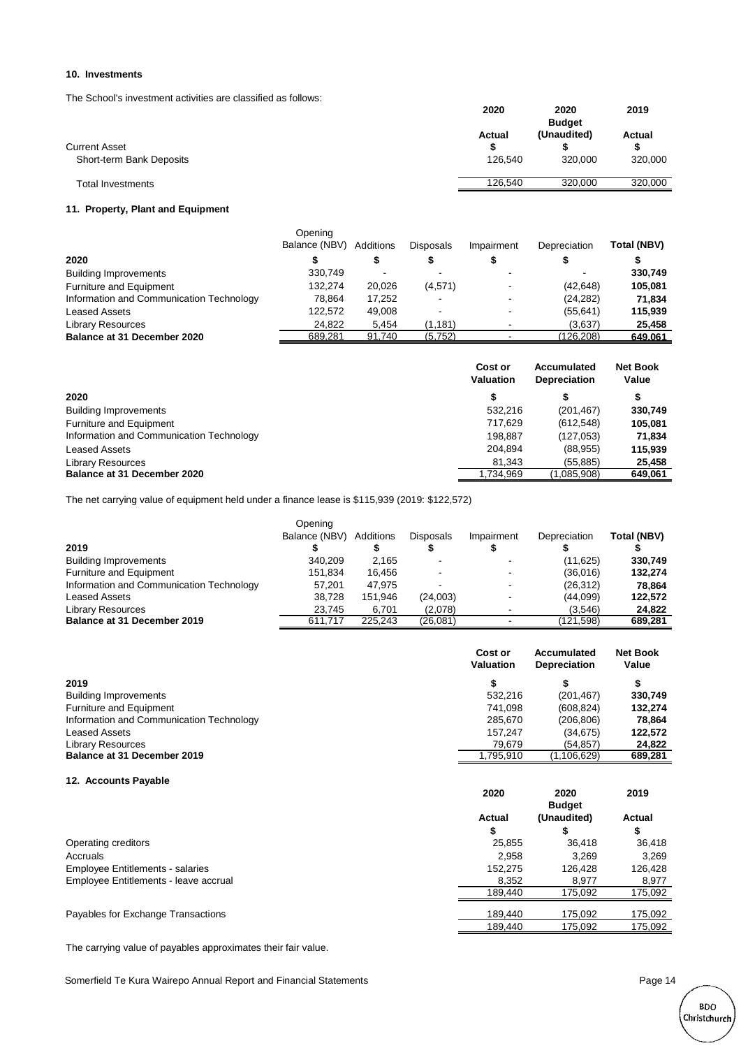## 10. Investments

The School's investment activities are classified as follows:

| | 2020 | 2020 | 2019 |
|---|---|---|---|
| | | Budget | |
| | Actual | (Unaudited) | Actual |
| Current Asset | $ | $ | $ |
| Short-term Bank Deposits | 126,540 | 320,000 | 320,000 |
| Total Investments | 126,540 | 320,000 | 320,000 |

## 11. Property, Plant and Equipment

| 2020 | Opening Balance (NBV) $ | Additions $ | Disposals $ | Impairment $ | Depreciation $ | Total (NBV) $ |
|---|---|---|---|---|---|---|
| Building Improvements | 330,749 | - | - | - | - | **330,749** |
| Furniture and Equipment | 132,274 | 20,026 | (4,571) | - | (42,648) | **105,081** |
| Information and Communication Technology | 78,864 | 17,252 | - | - | (24,282) | **71,834** |
| Leased Assets | 122,572 | 49,008 | - | - | (55,641) | **115,939** |
| Library Resources | 24,822 | 5,454 | (1,181) | - | (3,637) | **25,458** |
| **Balance at 31 December 2020** | 689,281 | 91,740 | (5,752) | - | (126,208) | **649,061** |

| 2020 | Cost or Valuation $ | Accumulated Depreciation $ | Net Book Value $ |
|---|---|---|---|
| Building Improvements | 532,216 | (201,467) | **330,749** |
| Furniture and Equipment | 717,629 | (612,548) | **105,081** |
| Information and Communication Technology | 198,887 | (127,053) | **71,834** |
| Leased Assets | 204,894 | (88,955) | **115,939** |
| Library Resources | 81,343 | (55,885) | **25,458** |
| **Balance at 31 December 2020** | 1,734,969 | (1,085,908) | **649,061** |

The net carrying value of equipment held under a finance lease is $115,939 (2019: $122,572)

| 2019 | Opening Balance (NBV) $ | Additions $ | Disposals $ | Impairment $ | Depreciation $ | Total (NBV) $ |
|---|---|---|---|---|---|---|
| Building Improvements | 340,209 | 2,165 | - | - | (11,625) | **330,749** |
| Furniture and Equipment | 151,834 | 16,456 | - | - | (36,016) | **132,274** |
| Information and Communication Technology | 57,201 | 47,975 | - | - | (26,312) | **78,864** |
| Leased Assets | 38,728 | 151,946 | (24,003) | - | (44,099) | **122,572** |
| Library Resources | 23,745 | 6,701 | (2,078) | - | (3,546) | **24,822** |
| **Balance at 31 December 2019** | 611,717 | 225,243 | (26,081) | - | (121,598) | **689,281** |

| 2019 | Cost or Valuation $ | Accumulated Depreciation $ | Net Book Value $ |
|---|---|---|---|
| Building Improvements | 532,216 | (201,467) | **330,749** |
| Furniture and Equipment | 741,098 | (608,824) | **132,274** |
| Information and Communication Technology | 285,670 | (206,806) | **78,864** |
| Leased Assets | 157,247 | (34,675) | **122,572** |
| Library Resources | 79,679 | (54,857) | **24,822** |
| **Balance at 31 December 2019** | 1,795,910 | (1,106,629) | **689,281** |

## 12. Accounts Payable

| | 2020 | 2020 | 2019 |
|---|---|---|---|
| | | Budget | |
| | Actual | (Unaudited) | Actual |
| | $ | $ | $ |
| Operating creditors | 25,855 | 36,418 | 36,418 |
| Accruals | 2,958 | 3,269 | 3,269 |
| Employee Entitlements - salaries | 152,275 | 126,428 | 126,428 |
| Employee Entitlements - leave accrual | 8,352 | 8,977 | 8,977 |
| | 189,440 | 175,092 | 175,092 |
| Payables for Exchange Transactions | 189,440 | 175,092 | 175,092 |
| | 189,440 | 175,092 | 175,092 |

The carrying value of payables approximates their fair value.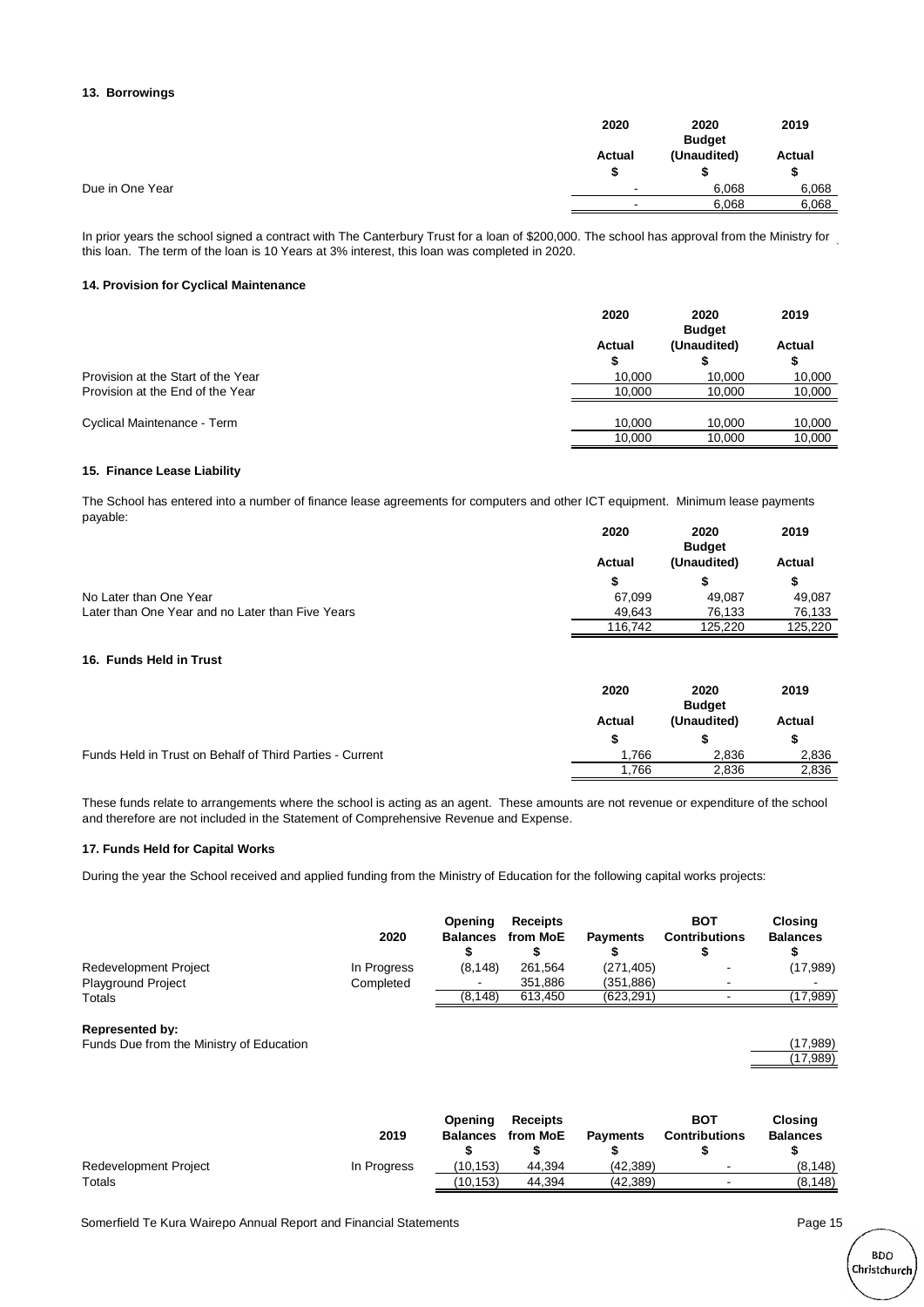## 13. Borrowings

| | 2020 Actual $ | 2020 Budget (Unaudited) $ | 2019 Actual $ |
|---|---|---|---|
| Due in One Year | - | 6,068 | 6,068 |
| | - | 6,068 | 6,068 |

In prior years the school signed a contract with The Canterbury Trust for a loan of $200,000. The school has approval from the Ministry for this loan. The term of the loan is 10 Years at 3% interest, this loan was completed in 2020.

## 14. Provision for Cyclical Maintenance

| | 2020 Actual $ | 2020 Budget (Unaudited) $ | 2019 Actual $ |
|---|---|---|---|
| Provision at the Start of the Year | 10,000 | 10,000 | 10,000 |
| Provision at the End of the Year | 10,000 | 10,000 | 10,000 |
| | | | |
| Cyclical Maintenance - Term | 10,000 | 10,000 | 10,000 |
| | 10,000 | 10,000 | 10,000 |

## 15. Finance Lease Liability

The School has entered into a number of finance lease agreements for computers and other ICT equipment. Minimum lease payments payable:

| | 2020 Actual $ | 2020 Budget (Unaudited) $ | 2019 Actual $ |
|---|---|---|---|
| No Later than One Year | 67,099 | 49,087 | 49,087 |
| Later than One Year and no Later than Five Years | 49,643 | 76,133 | 76,133 |
| | 116,742 | 125,220 | 125,220 |

## 16. Funds Held in Trust

| | 2020 Actual $ | 2020 Budget (Unaudited) $ | 2019 Actual $ |
|---|---|---|---|
| Funds Held in Trust on Behalf of Third Parties - Current | 1,766 | 2,836 | 2,836 |
| | 1,766 | 2,836 | 2,836 |

These funds relate to arrangements where the school is acting as an agent. These amounts are not revenue or expenditure of the school and therefore are not included in the Statement of Comprehensive Revenue and Expense.

## 17. Funds Held for Capital Works

During the year the School received and applied funding from the Ministry of Education for the following capital works projects:

| | 2020 | Opening Balances $ | Receipts from MoE $ | Payments $ | BOT Contributions $ | Closing Balances $ |
|---|---|---|---|---|---|---|
| Redevelopment Project | In Progress | (8,148) | 261,564 | (271,405) | - | (17,989) |
| Playground Project | Completed | - | 351,886 | (351,886) | - | - |
| Totals | | (8,148) | 613,450 | (623,291) | - | (17,989) |

**Represented by:**

| | |
|---|---|
| Funds Due from the Ministry of Education | (17,989) |
| | (17,989) |

| | 2019 | Opening Balances $ | Receipts from MoE $ | Payments $ | BOT Contributions $ | Closing Balances $ |
|---|---|---|---|---|---|---|
| Redevelopment Project | In Progress | (10,153) | 44,394 | (42,389) | - | (8,148) |
| Totals | | (10,153) | 44,394 | (42,389) | - | (8,148) |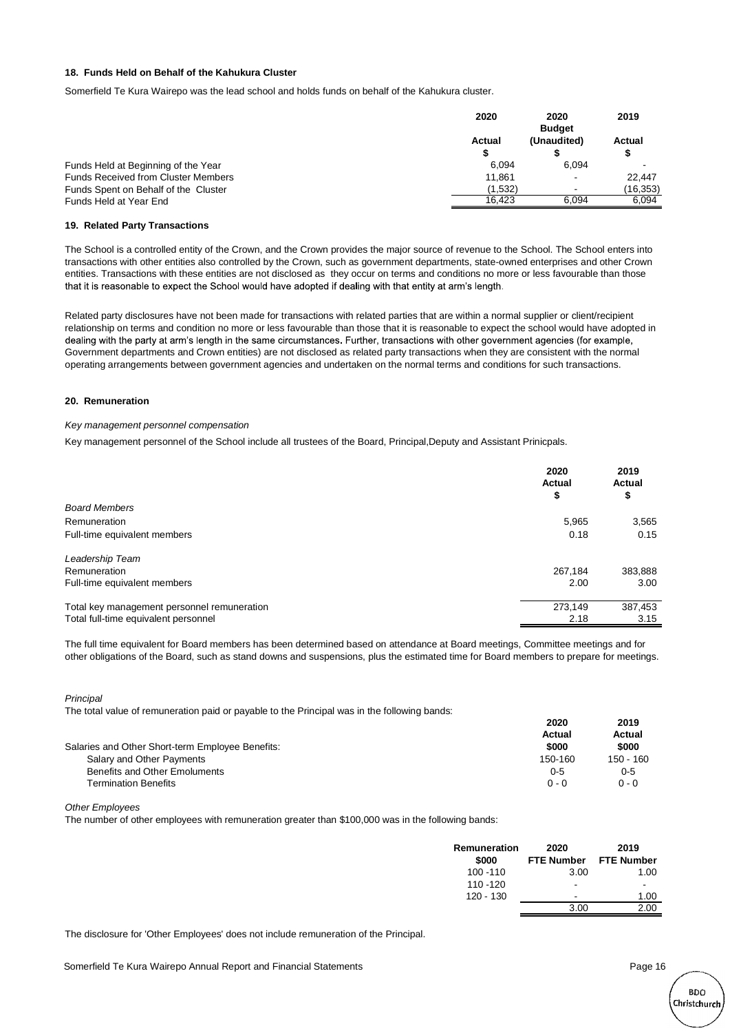### 18. Funds Held on Behalf of the Kahukura Cluster

Somerfield Te Kura Wairepo was the lead school and holds funds on behalf of the Kahukura cluster.

| | 2020 | 2020 Budget | 2019 |
|---|---|---|---|
| | Actual | (Unaudited) | Actual |
| | $ | $ | $ |
| Funds Held at Beginning of the Year | 6,094 | 6,094 | - |
| Funds Received from Cluster Members | 11,861 | - | 22,447 |
| Funds Spent on Behalf of the Cluster | (1,532) | - | (16,353) |
| Funds Held at Year End | 16,423 | 6,094 | 6,094 |

### 19. Related Party Transactions

The School is a controlled entity of the Crown, and the Crown provides the major source of revenue to the School. The School enters into transactions with other entities also controlled by the Crown, such as government departments, state-owned enterprises and other Crown entities. Transactions with these entities are not disclosed as they occur on terms and conditions no more or less favourable than those that it is reasonable to expect the School would have adopted if dealing with that entity at arm's length.

Related party disclosures have not been made for transactions with related parties that are within a normal supplier or client/recipient relationship on terms and condition no more or less favourable than those that it is reasonable to expect the school would have adopted in dealing with the party at arm's length in the same circumstances. Further, transactions with other government agencies (for example, Government departments and Crown entities) are not disclosed as related party transactions when they are consistent with the normal operating arrangements between government agencies and undertaken on the normal terms and conditions for such transactions.

### 20. Remuneration

*Key management personnel compensation*

Key management personnel of the School include all trustees of the Board, Principal,Deputy and Assistant Prinicpals.

| | 2020 Actual $ | 2019 Actual $ |
|---|---|---|
| *Board Members* | | |
| Remuneration | 5,965 | 3,565 |
| Full-time equivalent members | 0.18 | 0.15 |
| *Leadership Team* | | |
| Remuneration | 267,184 | 383,888 |
| Full-time equivalent members | 2.00 | 3.00 |
| Total key management personnel remuneration | 273,149 | 387,453 |
| Total full-time equivalent personnel | 2.18 | 3.15 |

The full time equivalent for Board members has been determined based on attendance at Board meetings, Committee meetings and for other obligations of the Board, such as stand downs and suspensions, plus the estimated time for Board members to prepare for meetings.

*Principal*

The total value of remuneration paid or payable to the Principal was in the following bands:

| | 2020 Actual | 2019 Actual |
|---|---|---|
| Salaries and Other Short-term Employee Benefits: | $000 | $000 |
| Salary and Other Payments | 150-160 | 150 - 160 |
| Benefits and Other Emoluments | 0-5 | 0-5 |
| Termination Benefits | 0 - 0 | 0 - 0 |

*Other Employees*

The number of other employees with remuneration greater than $100,000 was in the following bands:

| Remuneration $000 | 2020 FTE Number | 2019 FTE Number |
|---|---|---|
| 100 -110 | 3.00 | 1.00 |
| 110 -120 | - | - |
| 120 - 130 | - | 1.00 |
| | 3.00 | 2.00 |

The disclosure for 'Other Employees' does not include remuneration of the Principal.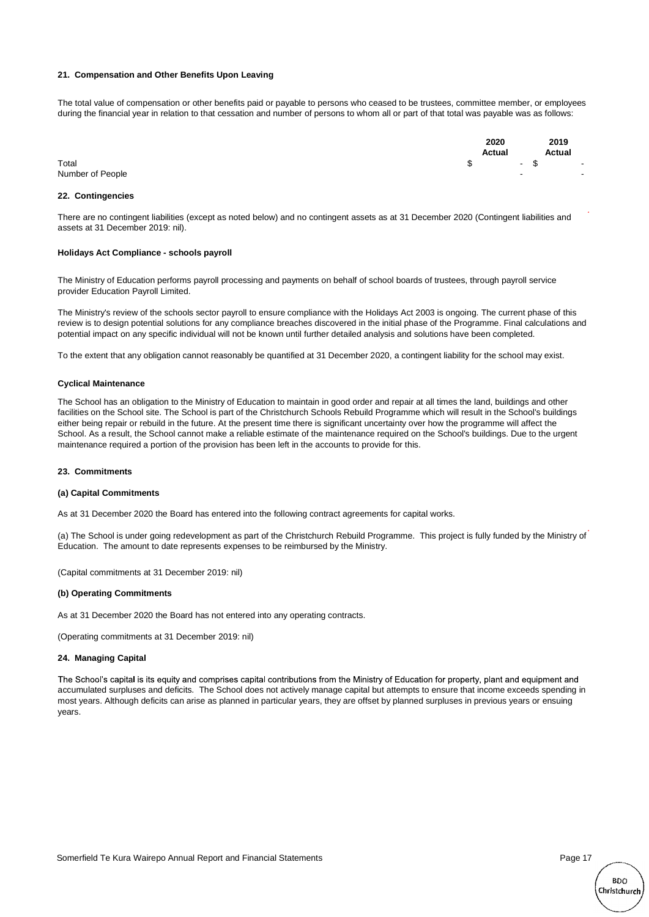### 21. Compensation and Other Benefits Upon Leaving

The total value of compensation or other benefits paid or payable to persons who ceased to be trustees, committee member, or employees during the financial year in relation to that cessation and number of persons to whom all or part of that total was payable was as follows:

| | 2020 Actual | 2019 Actual |
|---|---|---|
| Total | $ - | $ - |
| Number of People | - | - |

### 22. Contingencies

There are no contingent liabilities (except as noted below) and no contingent assets as at 31 December 2020 (Contingent liabilities and assets at 31 December 2019: nil).

**Holidays Act Compliance - schools payroll**

The Ministry of Education performs payroll processing and payments on behalf of school boards of trustees, through payroll service provider Education Payroll Limited.

The Ministry's review of the schools sector payroll to ensure compliance with the Holidays Act 2003 is ongoing. The current phase of this review is to design potential solutions for any compliance breaches discovered in the initial phase of the Programme. Final calculations and potential impact on any specific individual will not be known until further detailed analysis and solutions have been completed.

To the extent that any obligation cannot reasonably be quantified at 31 December 2020, a contingent liability for the school may exist.

**Cyclical Maintenance**

The School has an obligation to the Ministry of Education to maintain in good order and repair at all times the land, buildings and other facilities on the School site. The School is part of the Christchurch Schools Rebuild Programme which will result in the School's buildings either being repair or rebuild in the future. At the present time there is significant uncertainty over how the programme will affect the School. As a result, the School cannot make a reliable estimate of the maintenance required on the School's buildings. Due to the urgent maintenance required a portion of the provision has been left in the accounts to provide for this.

### 23. Commitments

**(a) Capital Commitments**

As at 31 December 2020 the Board has entered into the following contract agreements for capital works.

(a) The School is under going redevelopment as part of the Christchurch Rebuild Programme. This project is fully funded by the Ministry of Education. The amount to date represents expenses to be reimbursed by the Ministry.

(Capital commitments at 31 December 2019: nil)

**(b) Operating Commitments**

As at 31 December 2020 the Board has not entered into any operating contracts.

(Operating commitments at 31 December 2019: nil)

### 24. Managing Capital

The School's capital is its equity and comprises capital contributions from the Ministry of Education for property, plant and equipment and accumulated surpluses and deficits. The School does not actively manage capital but attempts to ensure that income exceeds spending in most years. Although deficits can arise as planned in particular years, they are offset by planned surpluses in previous years or ensuing years.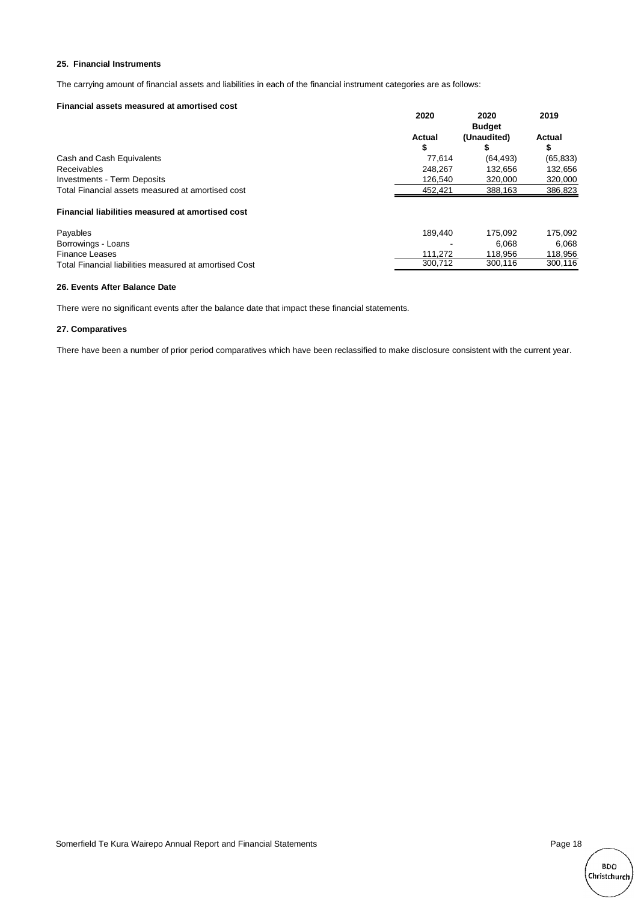### 25. Financial Instruments

The carrying amount of financial assets and liabilities in each of the financial instrument categories are as follows:

**Financial assets measured at amortised cost**

| | 2020<br>Actual<br>$ | 2020<br>Budget<br>(Unaudited)<br>$ | 2019<br>Actual<br>$ |
|---|---|---|---|
| Cash and Cash Equivalents | 77,614 | (64,493) | (65,833) |
| Receivables | 248,267 | 132,656 | 132,656 |
| Investments - Term Deposits | 126,540 | 320,000 | 320,000 |
| Total Financial assets measured at amortised cost | 452,421 | 388,163 | 386,823 |
| **Financial liabilities measured at amortised cost** | | | |
| Payables | 189,440 | 175,092 | 175,092 |
| Borrowings - Loans | - | 6,068 | 6,068 |
| Finance Leases | 111,272 | 118,956 | 118,956 |
| Total Financial liabilities measured at amortised Cost | 300,712 | 300,116 | 300,116 |

### 26. Events After Balance Date

There were no significant events after the balance date that impact these financial statements.

### 27. Comparatives

There have been a number of prior period comparatives which have been reclassified to make disclosure consistent with the current year.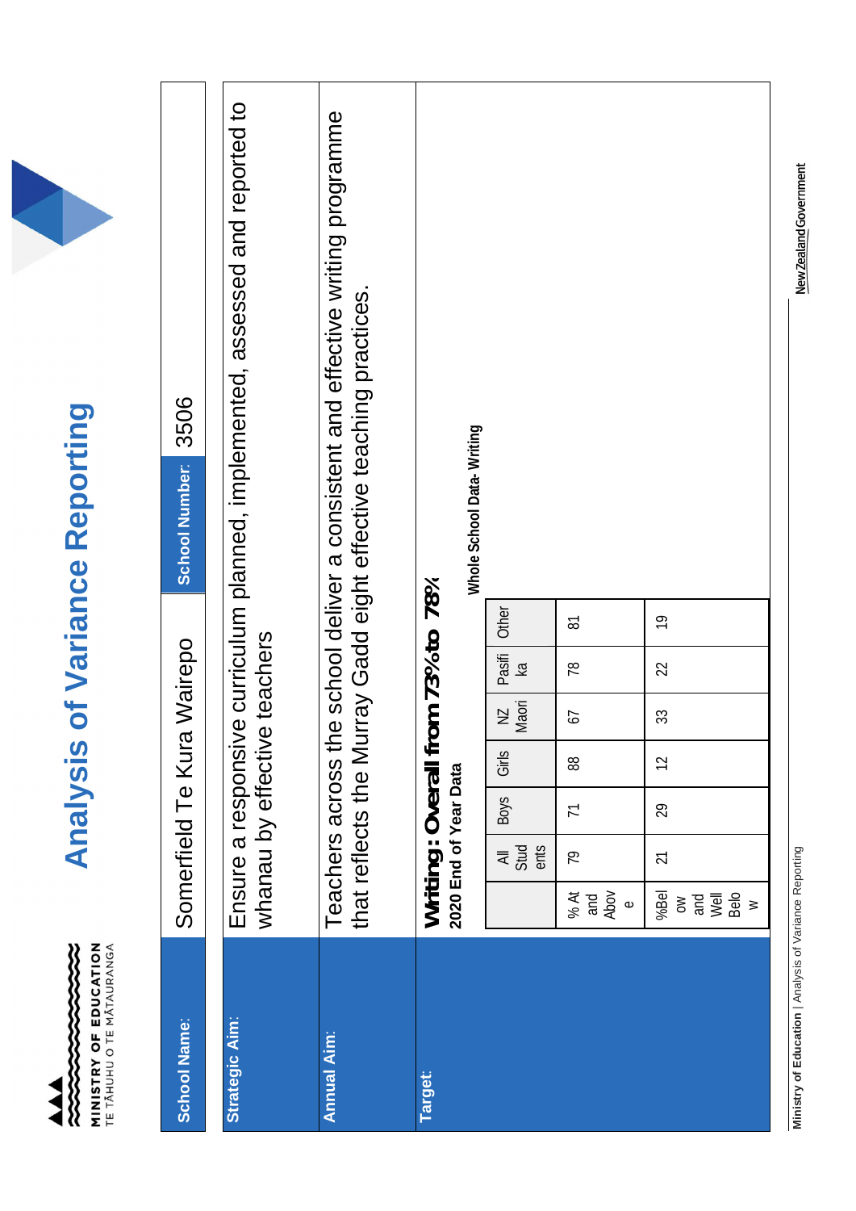# Analysis of Variance Reporting

**School Name:** Somerfield Te Kura Wairepo

**School Number:** 3506

**Strategic Aim:** Ensure a responsive curriculum planned, implemented, assessed and reported to whanau by effective teachers

**Annual Aim:** Teachers across the school deliver a consistent and effective writing programme that reflects the Murray Gadd eight effective teaching practices.

**Target:** **Writing: Overall from 73% to 78%**

**2020 End of Year Data**

**Whole School Data- Writing**

| | All Students | Boys | Girls | NZ Maori | Pasifika | Other |
|---|---|---|---|---|---|---|
| % At and Above | 79 | 71 | 88 | 67 | 78 | 81 |
| %Below and Well Below | 21 | 29 | 12 | 33 | 22 | 19 |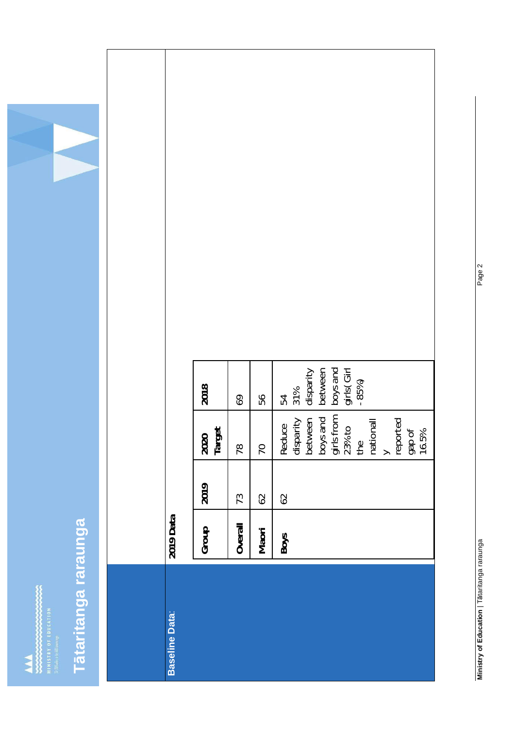# Tātaritanga raraunga

**Baseline Data**:

**2019 Data**

| Group | 2019 | 2020 Target | 2018 |
|---|---|---|---|
| Overall | 73 | 78 | 69 |
| Maori | 62 | 70 | 56 |
| Boys | 62 | Reduce disparity between boys and girls from 23% to the nationally reported gap of 16.5% | 54 31% disparity between boys and girls( Girl - 85%) |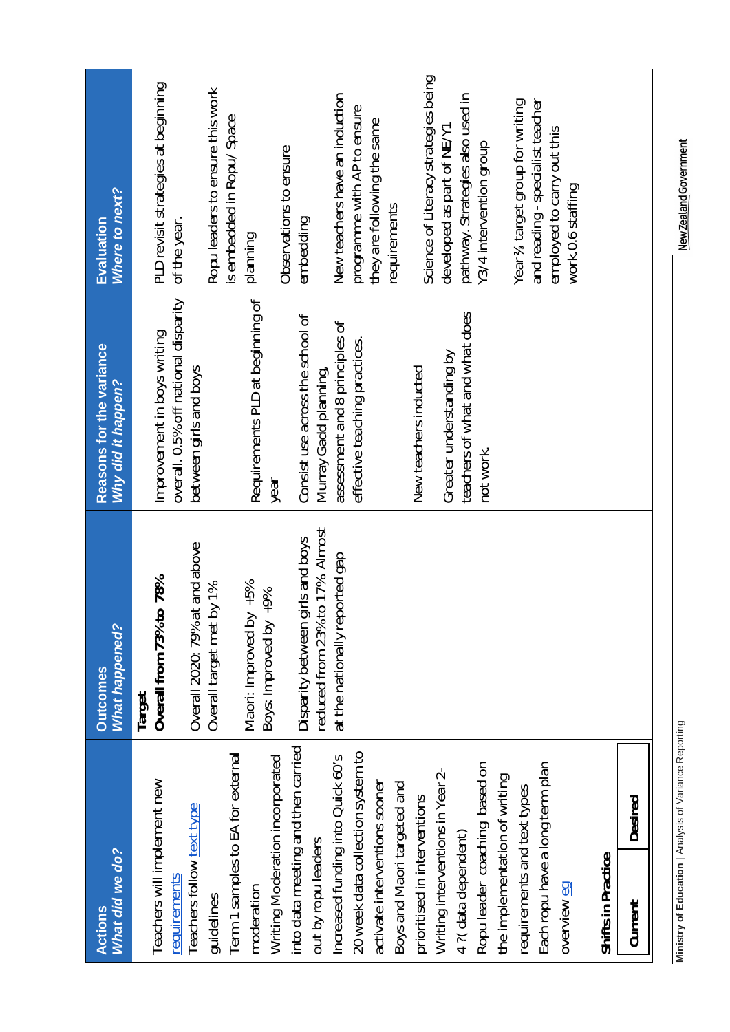| Actions *What did we do?* | Outcomes *What happened?* | Reasons for the variance *Why did it happen?* | Evaluation *Where to next?* |
|---|---|---|---|
| Teachers will implement new requirements<br>Teachers follow text type guidelines<br>Term 1 samples to EA for external moderation<br>Writing Moderation incorporated into data meeting and then carried out by ropu leaders<br>Increased funding into Quick 60's<br>20 week data collection system to activate interventions sooner<br>Boys and Maori targeted and prioritised in interventions<br>Writing interventions in Year 2-4 ?(data dependent)<br>Ropu leader coaching based on the implementation of writing requirements and text types<br>Each ropu have a long term plan overview eg | **Target**<br>**Overall from 73% to 78%**<br><br>Overall 2020: 79% at and above<br>Overall target met by 1%<br><br>Maori: Improved by +5%<br>Boys: Improved by +9%<br><br>Disparity between girls and boys reduced from 23% to 17% Almost at the nationally reported gap | Improvement in boys writing overall. 0.5% off national disparity between girls and boys<br><br>Requirements PLD at beginning of year<br><br>Consist use across the school of Murray Gadd planning, assessment and 8 principles of effective teaching practices.<br><br>New teachers inducted<br><br>Greater understanding by teachers of what and what does not work. | PLD revisit strategies at beginning of the year.<br><br>Ropu leaders to ensure this work is embedded in Ropu/ Space planning<br><br>Observations to ensure embedding<br><br>New teachers have an induction programme with AP to ensure they are following the same requirements<br><br>Science of Literacy strategies being developed as part of NE/Y1 pathway. Strategies also used in Y3/4 intervention group<br><br>Year⅔ target group for writing and reading - specialist teacher employed to carry out this work 0.6 staffing |

**Shifts in Practice**

| Current | Desired |
|---|---|
| | |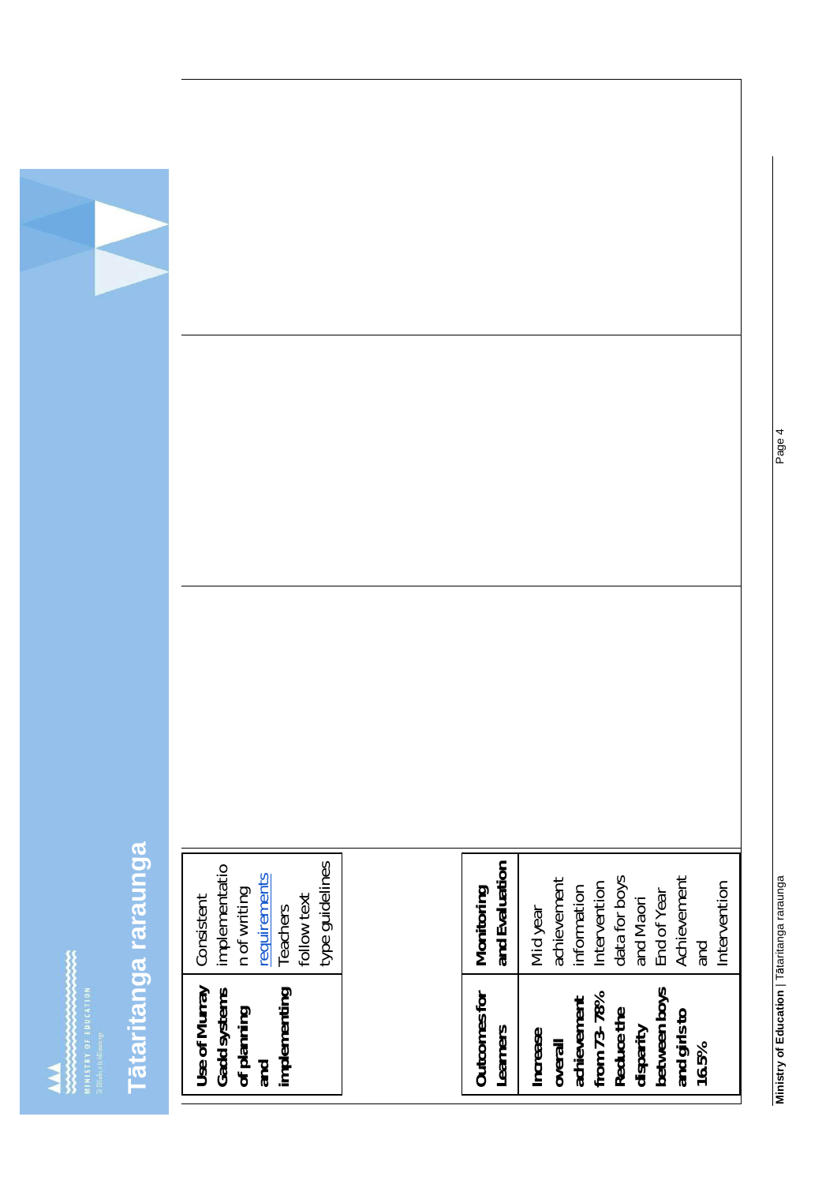# Tātaritanga raraunga

| Use of Murray Gadd systems of planning and implementing | Consistent implementation of writing requirements Teachers follow text type guidelines |
|---|---|

| Outcomes for Learners | Monitoring and Evaluation |
|---|---|
| Increase overall achievement from 73-78% Reduce the disparity between boys and girls to 16.5% | Mid year achievement information Intervention data for boys and Maori End of Year Achievement and Intervention |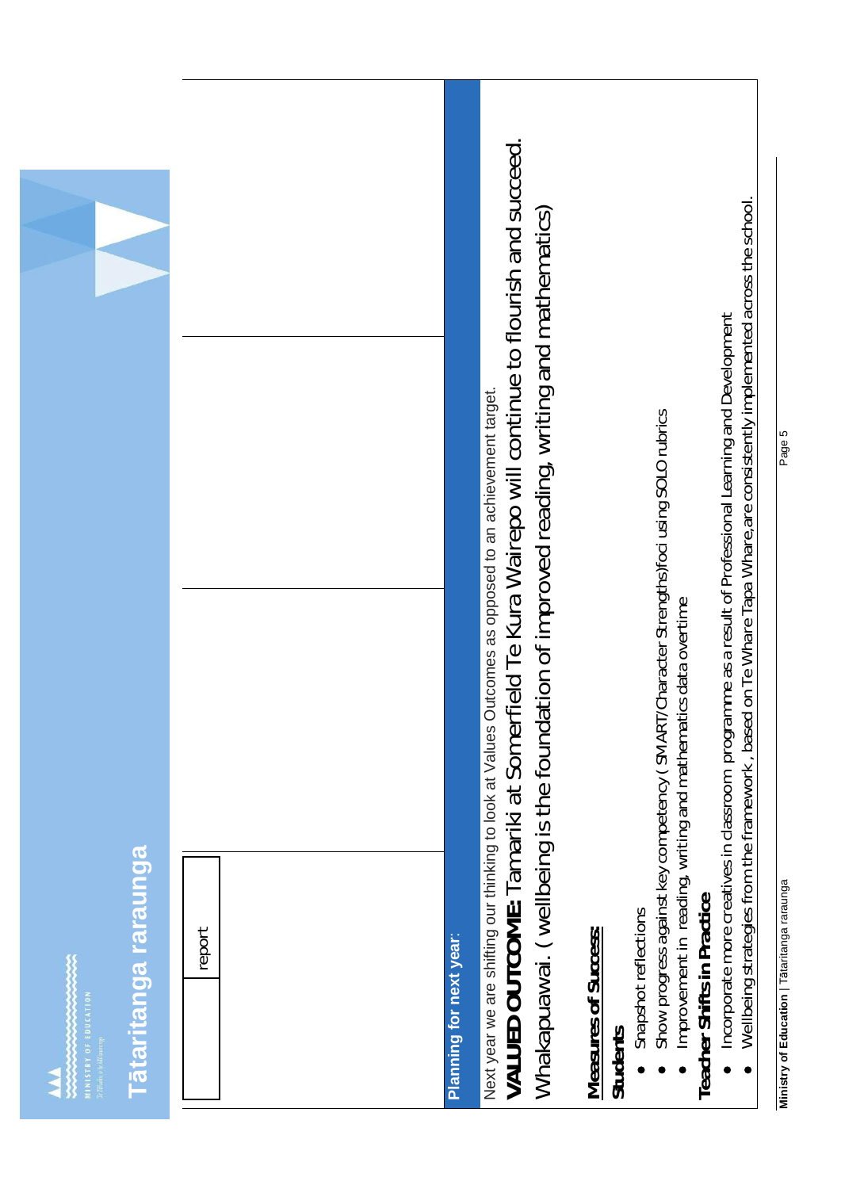# Tātaritanga raraunga

| | report | | | |
|---|---|---|---|---|

## Planning for next year:

Next year we are shifting our thinking to look at Values Outcomes as opposed to an achievement target.

**VALUED OUTCOME:** Tamariki at Somerfield Te Kura Wairepo will continue to flourish and succeed. Whakapuawai. ( wellbeing is the foundation of improved reading, writing and mathematics)

**Measures of Success:**

**Students**

- Snapshot reflections
- Show progress against key competency ( SMART/Character Strengths)foci using SOLO rubrics
- Improvement in reading, writing and mathematics data overtime

**Teacher Shifts in Practice**

- Incorporate more creatives in classroom programme as a result of Professional Learning and Development
- Wellbeing strategies from the framework , based on Te Whare Tapa Whare,are consistently implemented across the school.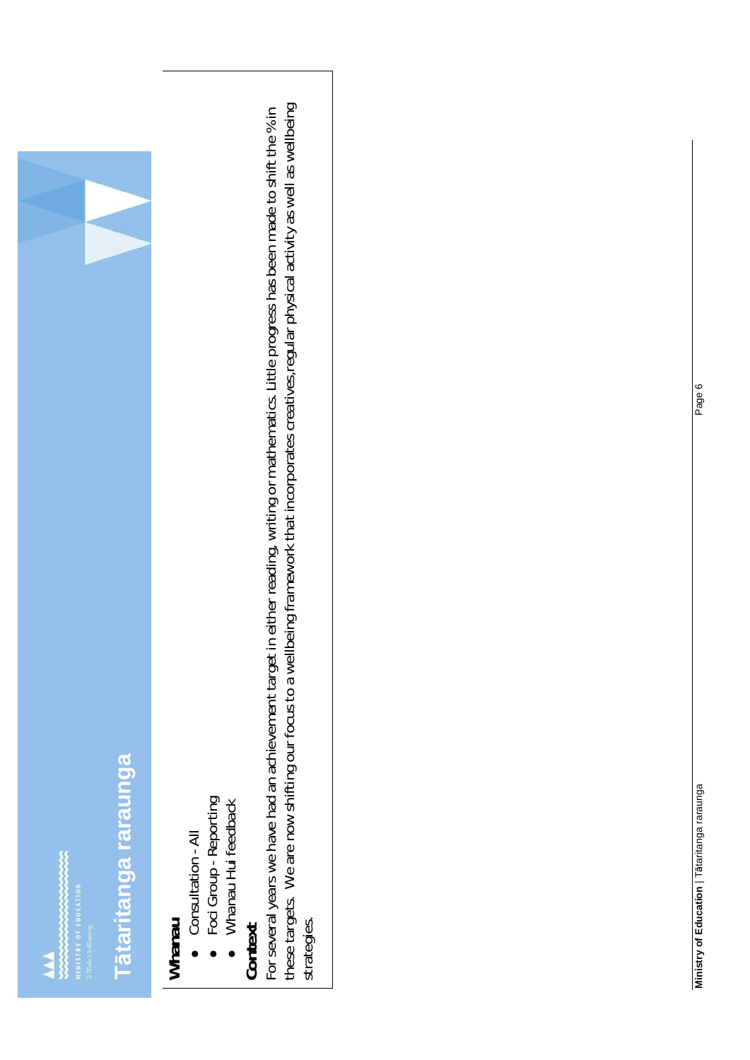# Tātaritanga raraunga

**Whanau**

- Consultation - All
- Foci Group - Reporting
- Whanau Hui feedback

**Context:**

For several years we have had an achievement target in either reading, writing or mathematics. Little progress has been made to shift the % in these targets. We are now shifting our focus to a wellbeing framework that incorporates creatives, regular physical activity as well as wellbeing strategies.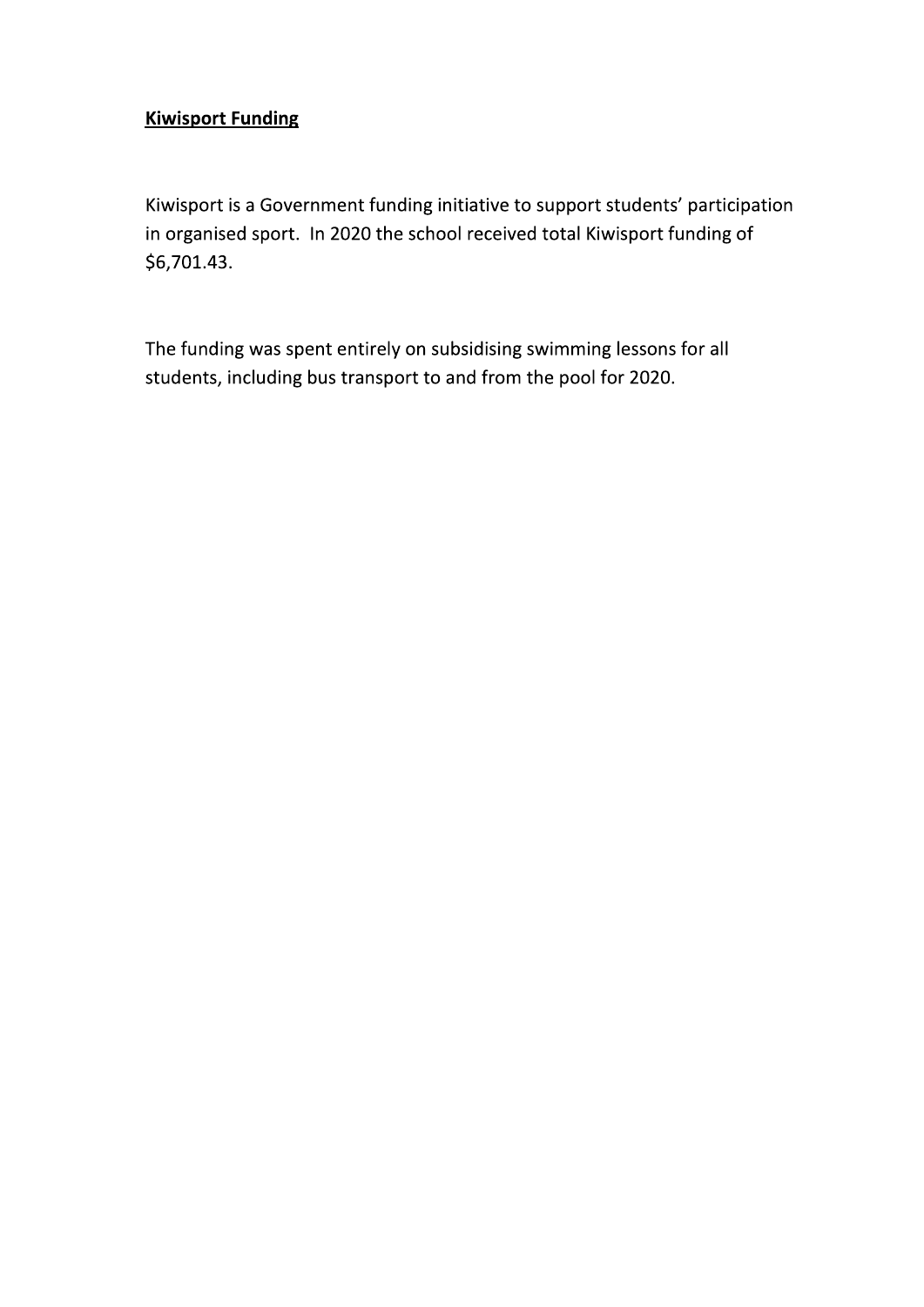**Kiwisport Funding**

Kiwisport is a Government funding initiative to support students' participation in organised sport. In 2020 the school received total Kiwisport funding of $6,701.43.

The funding was spent entirely on subsidising swimming lessons for all students, including bus transport to and from the pool for 2020.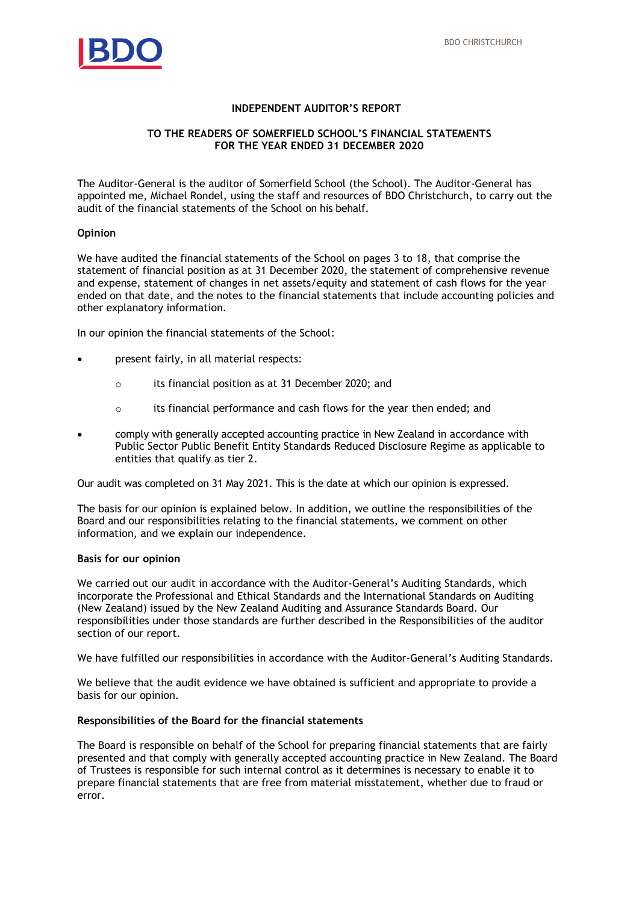# INDEPENDENT AUDITOR'S REPORT

## TO THE READERS OF SOMERFIELD SCHOOL'S FINANCIAL STATEMENTS FOR THE YEAR ENDED 31 DECEMBER 2020

The Auditor-General is the auditor of Somerfield School (the School). The Auditor-General has appointed me, Michael Rondel, using the staff and resources of BDO Christchurch, to carry out the audit of the financial statements of the School on his behalf.

**Opinion**

We have audited the financial statements of the School on pages 3 to 18, that comprise the statement of financial position as at 31 December 2020, the statement of comprehensive revenue and expense, statement of changes in net assets/equity and statement of cash flows for the year ended on that date, and the notes to the financial statements that include accounting policies and other explanatory information.

In our opinion the financial statements of the School:

- present fairly, in all material respects:
  - its financial position as at 31 December 2020; and
  - its financial performance and cash flows for the year then ended; and
- comply with generally accepted accounting practice in New Zealand in accordance with Public Sector Public Benefit Entity Standards Reduced Disclosure Regime as applicable to entities that qualify as tier 2.

Our audit was completed on 31 May 2021. This is the date at which our opinion is expressed.

The basis for our opinion is explained below. In addition, we outline the responsibilities of the Board and our responsibilities relating to the financial statements, we comment on other information, and we explain our independence.

**Basis for our opinion**

We carried out our audit in accordance with the Auditor-General's Auditing Standards, which incorporate the Professional and Ethical Standards and the International Standards on Auditing (New Zealand) issued by the New Zealand Auditing and Assurance Standards Board. Our responsibilities under those standards are further described in the Responsibilities of the auditor section of our report.

We have fulfilled our responsibilities in accordance with the Auditor-General's Auditing Standards.

We believe that the audit evidence we have obtained is sufficient and appropriate to provide a basis for our opinion.

**Responsibilities of the Board for the financial statements**

The Board is responsible on behalf of the School for preparing financial statements that are fairly presented and that comply with generally accepted accounting practice in New Zealand. The Board of Trustees is responsible for such internal control as it determines is necessary to enable it to prepare financial statements that are free from material misstatement, whether due to fraud or error.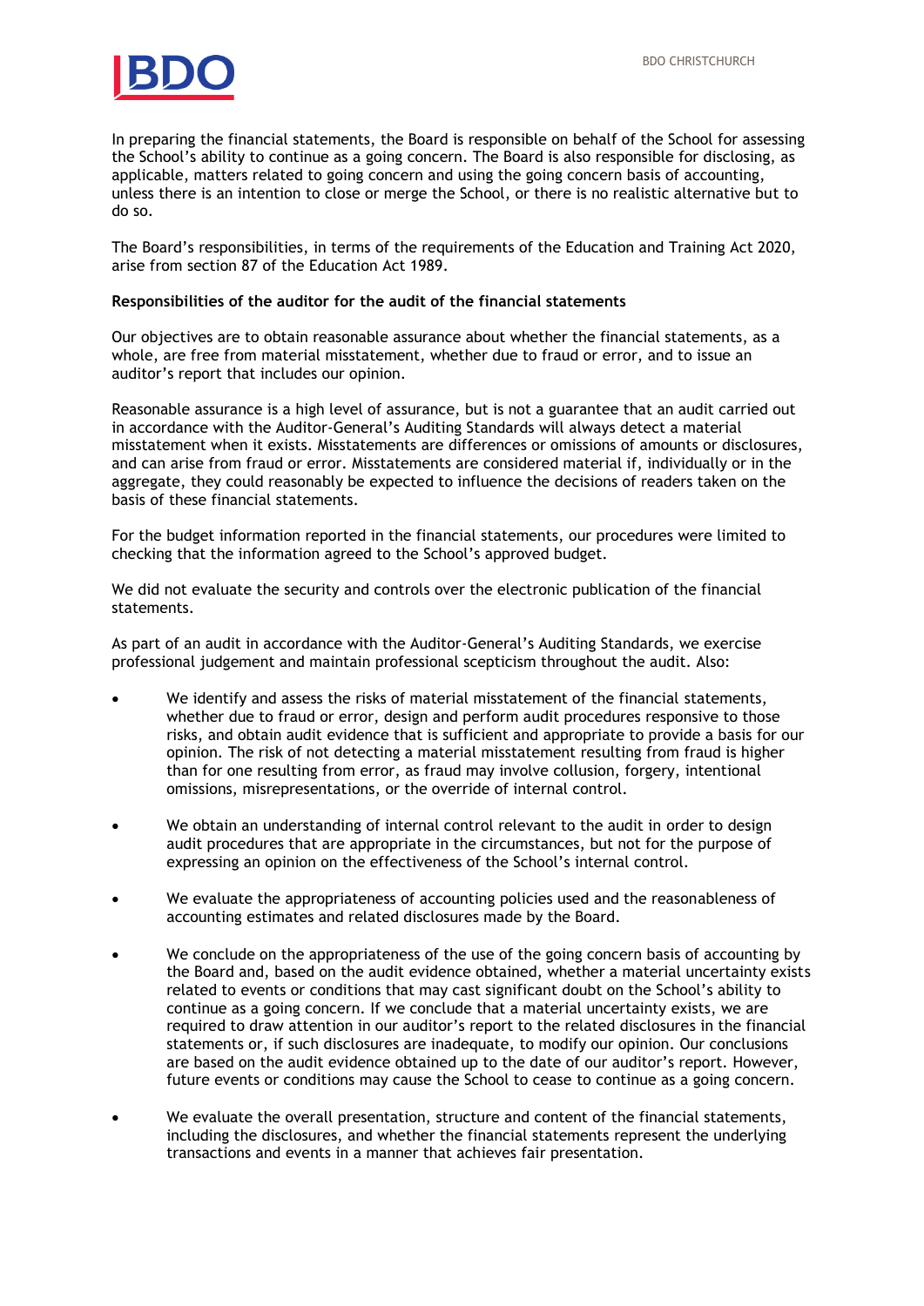In preparing the financial statements, the Board is responsible on behalf of the School for assessing the School's ability to continue as a going concern. The Board is also responsible for disclosing, as applicable, matters related to going concern and using the going concern basis of accounting, unless there is an intention to close or merge the School, or there is no realistic alternative but to do so.

The Board's responsibilities, in terms of the requirements of the Education and Training Act 2020, arise from section 87 of the Education Act 1989.

**Responsibilities of the auditor for the audit of the financial statements**

Our objectives are to obtain reasonable assurance about whether the financial statements, as a whole, are free from material misstatement, whether due to fraud or error, and to issue an auditor's report that includes our opinion.

Reasonable assurance is a high level of assurance, but is not a guarantee that an audit carried out in accordance with the Auditor-General's Auditing Standards will always detect a material misstatement when it exists. Misstatements are differences or omissions of amounts or disclosures, and can arise from fraud or error. Misstatements are considered material if, individually or in the aggregate, they could reasonably be expected to influence the decisions of readers taken on the basis of these financial statements.

For the budget information reported in the financial statements, our procedures were limited to checking that the information agreed to the School's approved budget.

We did not evaluate the security and controls over the electronic publication of the financial statements.

As part of an audit in accordance with the Auditor-General's Auditing Standards, we exercise professional judgement and maintain professional scepticism throughout the audit. Also:

- We identify and assess the risks of material misstatement of the financial statements, whether due to fraud or error, design and perform audit procedures responsive to those risks, and obtain audit evidence that is sufficient and appropriate to provide a basis for our opinion. The risk of not detecting a material misstatement resulting from fraud is higher than for one resulting from error, as fraud may involve collusion, forgery, intentional omissions, misrepresentations, or the override of internal control.

- We obtain an understanding of internal control relevant to the audit in order to design audit procedures that are appropriate in the circumstances, but not for the purpose of expressing an opinion on the effectiveness of the School's internal control.

- We evaluate the appropriateness of accounting policies used and the reasonableness of accounting estimates and related disclosures made by the Board.

- We conclude on the appropriateness of the use of the going concern basis of accounting by the Board and, based on the audit evidence obtained, whether a material uncertainty exists related to events or conditions that may cast significant doubt on the School's ability to continue as a going concern. If we conclude that a material uncertainty exists, we are required to draw attention in our auditor's report to the related disclosures in the financial statements or, if such disclosures are inadequate, to modify our opinion. Our conclusions are based on the audit evidence obtained up to the date of our auditor's report. However, future events or conditions may cause the School to cease to continue as a going concern.

- We evaluate the overall presentation, structure and content of the financial statements, including the disclosures, and whether the financial statements represent the underlying transactions and events in a manner that achieves fair presentation.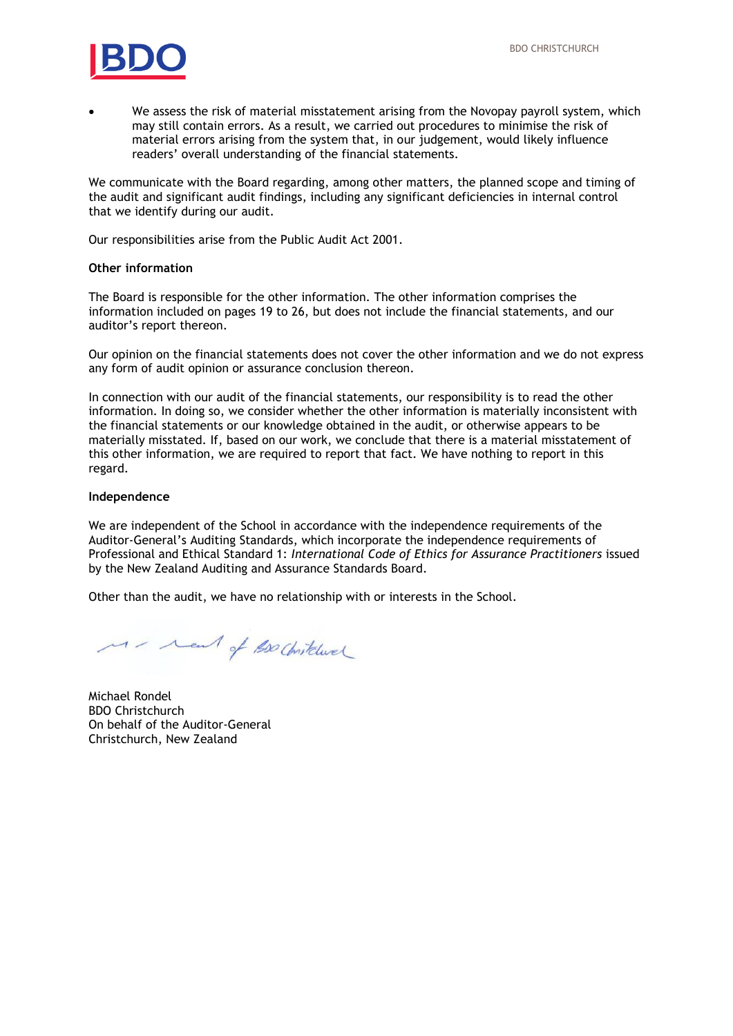- We assess the risk of material misstatement arising from the Novopay payroll system, which may still contain errors. As a result, we carried out procedures to minimise the risk of material errors arising from the system that, in our judgement, would likely influence readers' overall understanding of the financial statements.

We communicate with the Board regarding, among other matters, the planned scope and timing of the audit and significant audit findings, including any significant deficiencies in internal control that we identify during our audit.

Our responsibilities arise from the Public Audit Act 2001.

**Other information**

The Board is responsible for the other information. The other information comprises the information included on pages 19 to 26, but does not include the financial statements, and our auditor's report thereon.

Our opinion on the financial statements does not cover the other information and we do not express any form of audit opinion or assurance conclusion thereon.

In connection with our audit of the financial statements, our responsibility is to read the other information. In doing so, we consider whether the other information is materially inconsistent with the financial statements or our knowledge obtained in the audit, or otherwise appears to be materially misstated. If, based on our work, we conclude that there is a material misstatement of this other information, we are required to report that fact. We have nothing to report in this regard.

**Independence**

We are independent of the School in accordance with the independence requirements of the Auditor-General's Auditing Standards, which incorporate the independence requirements of Professional and Ethical Standard 1: *International Code of Ethics for Assurance Practitioners* issued by the New Zealand Auditing and Assurance Standards Board.

Other than the audit, we have no relationship with or interests in the School.

Michael Rondel
BDO Christchurch
On behalf of the Auditor-General
Christchurch, New Zealand